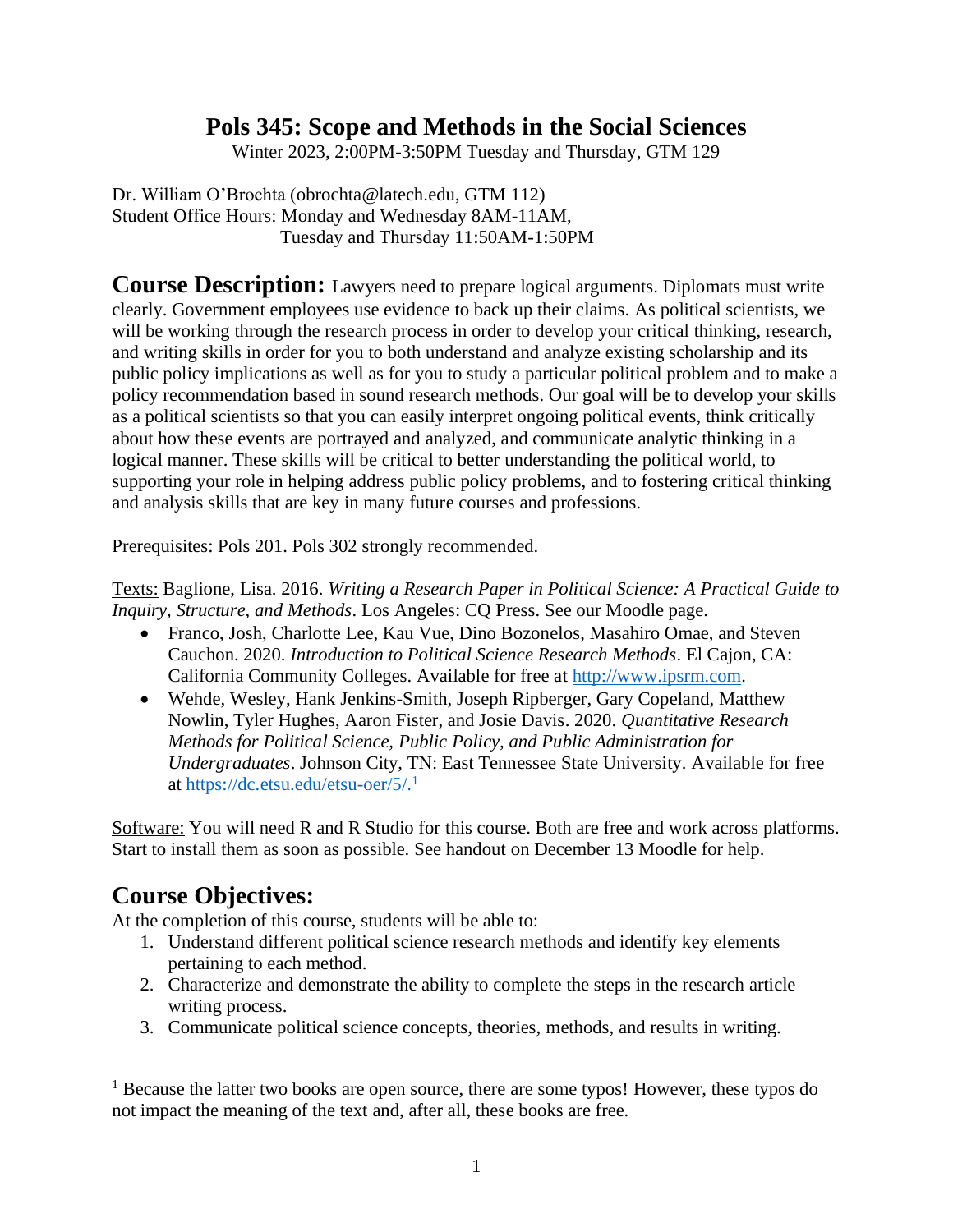# Pols 345: Scope and Methods in the Social Sciences

Winter 2023, 2:00PM-3:50PM Tuesday and Thursday, GTM 129

Dr. William O'Brochta (obrochta@latech.edu, GTM 112)
Student Office Hours: Monday and Wednesday 8AM-11AM,
Tuesday and Thursday 11:50AM-1:50PM

**Course Description:** Lawyers need to prepare logical arguments. Diplomats must write clearly. Government employees use evidence to back up their claims. As political scientists, we will be working through the research process in order to develop your critical thinking, research, and writing skills in order for you to both understand and analyze existing scholarship and its public policy implications as well as for you to study a particular political problem and to make a policy recommendation based in sound research methods. Our goal will be to develop your skills as a political scientists so that you can easily interpret ongoing political events, think critically about how these events are portrayed and analyzed, and communicate analytic thinking in a logical manner. These skills will be critical to better understanding the political world, to supporting your role in helping address public policy problems, and to fostering critical thinking and analysis skills that are key in many future courses and professions.

Prerequisites: Pols 201. Pols 302 strongly recommended.

Texts: Baglione, Lisa. 2016. *Writing a Research Paper in Political Science: A Practical Guide to Inquiry, Structure, and Methods*. Los Angeles: CQ Press. See our Moodle page.

- Franco, Josh, Charlotte Lee, Kau Vue, Dino Bozonelos, Masahiro Omae, and Steven Cauchon. 2020. *Introduction to Political Science Research Methods*. El Cajon, CA: California Community Colleges. Available for free at http://www.ipsrm.com.
- Wehde, Wesley, Hank Jenkins-Smith, Joseph Ripberger, Gary Copeland, Matthew Nowlin, Tyler Hughes, Aaron Fister, and Josie Davis. 2020. *Quantitative Research Methods for Political Science, Public Policy, and Public Administration for Undergraduates*. Johnson City, TN: East Tennessee State University. Available for free at https://dc.etsu.edu/etsu-oer/5/.[1]

Software: You will need R and R Studio for this course. Both are free and work across platforms. Start to install them as soon as possible. See handout on December 13 Moodle for help.

## Course Objectives:

At the completion of this course, students will be able to:

1. Understand different political science research methods and identify key elements pertaining to each method.
2. Characterize and demonstrate the ability to complete the steps in the research article writing process.
3. Communicate political science concepts, theories, methods, and results in writing.

[1] Because the latter two books are open source, there are some typos! However, these typos do not impact the meaning of the text and, after all, these books are free.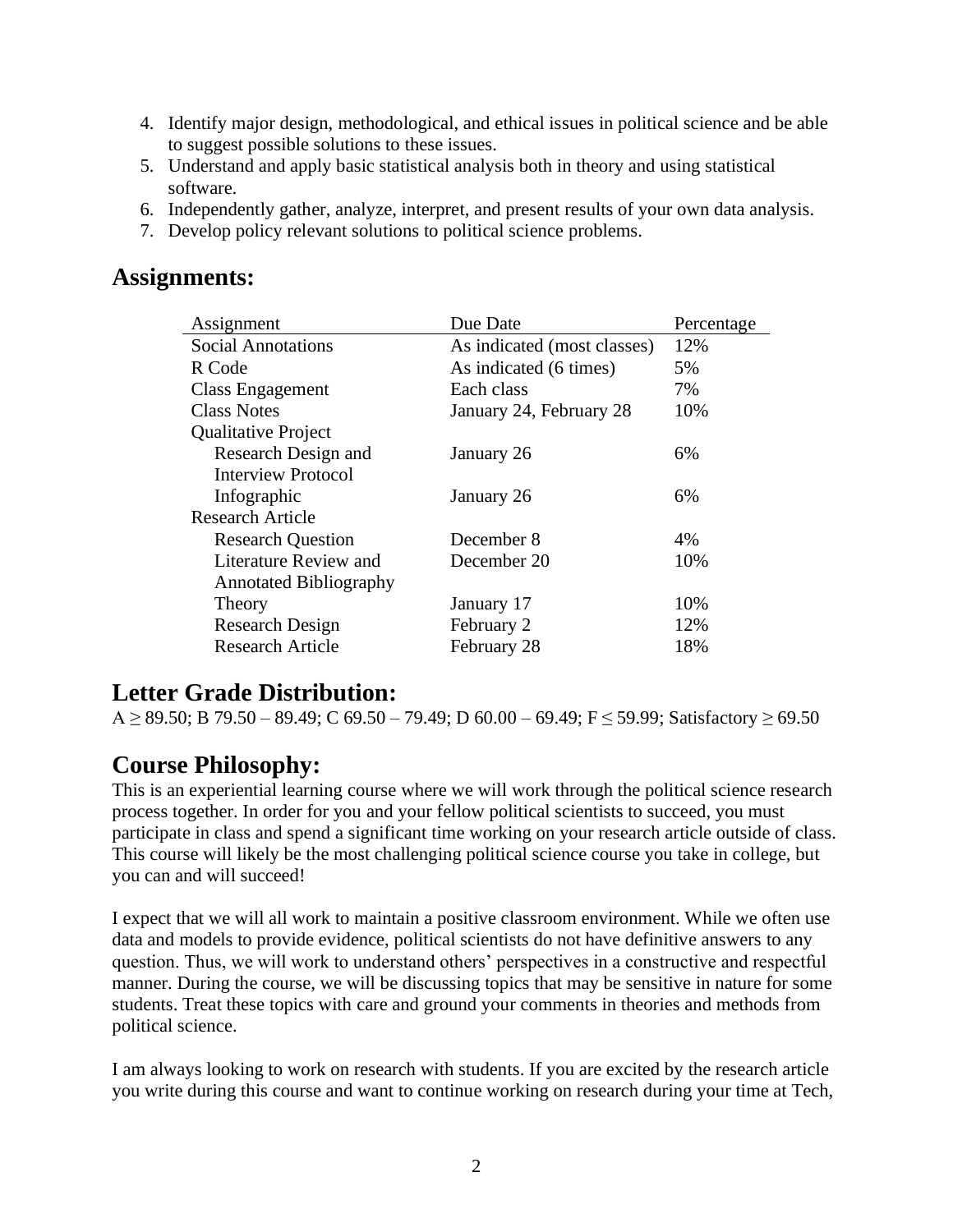4. Identify major design, methodological, and ethical issues in political science and be able to suggest possible solutions to these issues.
5. Understand and apply basic statistical analysis both in theory and using statistical software.
6. Independently gather, analyze, interpret, and present results of your own data analysis.
7. Develop policy relevant solutions to political science problems.

## Assignments:

| Assignment | Due Date | Percentage |
|---|---|---|
| Social Annotations | As indicated (most classes) | 12% |
| R Code | As indicated (6 times) | 5% |
| Class Engagement | Each class | 7% |
| Class Notes | January 24, February 28 | 10% |
| Qualitative Project | | |
| Research Design and Interview Protocol | January 26 | 6% |
| Infographic | January 26 | 6% |
| Research Article | | |
| Research Question | December 8 | 4% |
| Literature Review and Annotated Bibliography | December 20 | 10% |
| Theory | January 17 | 10% |
| Research Design | February 2 | 12% |
| Research Article | February 28 | 18% |

## Letter Grade Distribution:

A ≥ 89.50; B 79.50 – 89.49; C 69.50 – 79.49; D 60.00 – 69.49; F ≤ 59.99; Satisfactory ≥ 69.50

## Course Philosophy:

This is an experiential learning course where we will work through the political science research process together. In order for you and your fellow political scientists to succeed, you must participate in class and spend a significant time working on your research article outside of class. This course will likely be the most challenging political science course you take in college, but you can and will succeed!

I expect that we will all work to maintain a positive classroom environment. While we often use data and models to provide evidence, political scientists do not have definitive answers to any question. Thus, we will work to understand others' perspectives in a constructive and respectful manner. During the course, we will be discussing topics that may be sensitive in nature for some students. Treat these topics with care and ground your comments in theories and methods from political science.

I am always looking to work on research with students. If you are excited by the research article you write during this course and want to continue working on research during your time at Tech,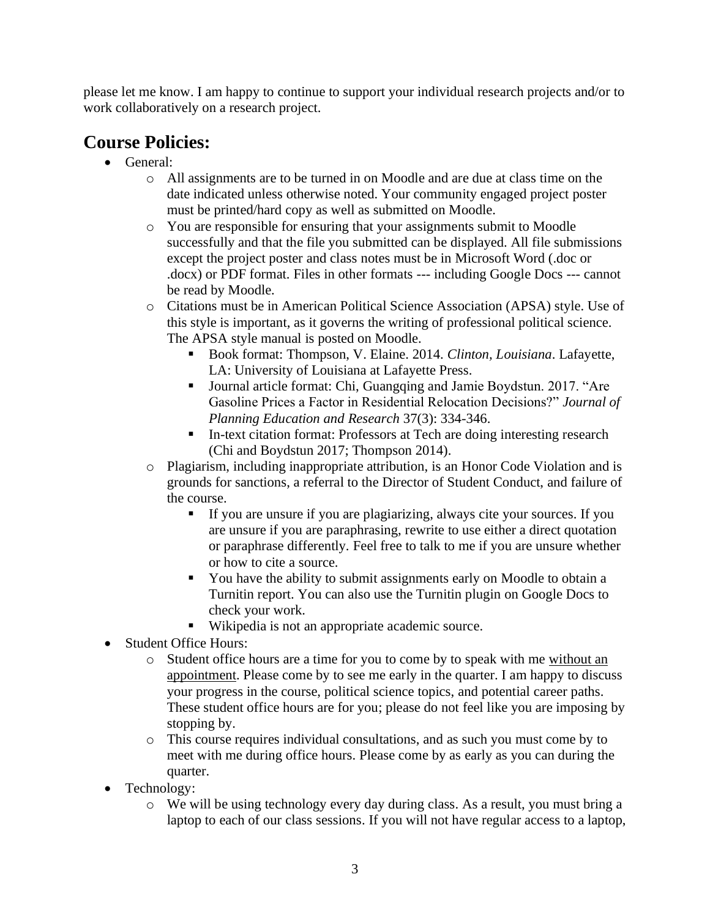please let me know. I am happy to continue to support your individual research projects and/or to work collaboratively on a research project.

## Course Policies:

- General:
  - All assignments are to be turned in on Moodle and are due at class time on the date indicated unless otherwise noted. Your community engaged project poster must be printed/hard copy as well as submitted on Moodle.
  - You are responsible for ensuring that your assignments submit to Moodle successfully and that the file you submitted can be displayed. All file submissions except the project poster and class notes must be in Microsoft Word (.doc or .docx) or PDF format. Files in other formats --- including Google Docs --- cannot be read by Moodle.
  - Citations must be in American Political Science Association (APSA) style. Use of this style is important, as it governs the writing of professional political science. The APSA style manual is posted on Moodle.
    - Book format: Thompson, V. Elaine. 2014. *Clinton, Louisiana*. Lafayette, LA: University of Louisiana at Lafayette Press.
    - Journal article format: Chi, Guangqing and Jamie Boydstun. 2017. "Are Gasoline Prices a Factor in Residential Relocation Decisions?" *Journal of Planning Education and Research* 37(3): 334-346.
    - In-text citation format: Professors at Tech are doing interesting research (Chi and Boydstun 2017; Thompson 2014).
  - Plagiarism, including inappropriate attribution, is an Honor Code Violation and is grounds for sanctions, a referral to the Director of Student Conduct, and failure of the course.
    - If you are unsure if you are plagiarizing, always cite your sources. If you are unsure if you are paraphrasing, rewrite to use either a direct quotation or paraphrase differently. Feel free to talk to me if you are unsure whether or how to cite a source.
    - You have the ability to submit assignments early on Moodle to obtain a Turnitin report. You can also use the Turnitin plugin on Google Docs to check your work.
    - Wikipedia is not an appropriate academic source.
- Student Office Hours:
  - Student office hours are a time for you to come by to speak with me <u>without an appointment</u>. Please come by to see me early in the quarter. I am happy to discuss your progress in the course, political science topics, and potential career paths. These student office hours are for you; please do not feel like you are imposing by stopping by.
  - This course requires individual consultations, and as such you must come by to meet with me during office hours. Please come by as early as you can during the quarter.
- Technology:
  - We will be using technology every day during class. As a result, you must bring a laptop to each of our class sessions. If you will not have regular access to a laptop,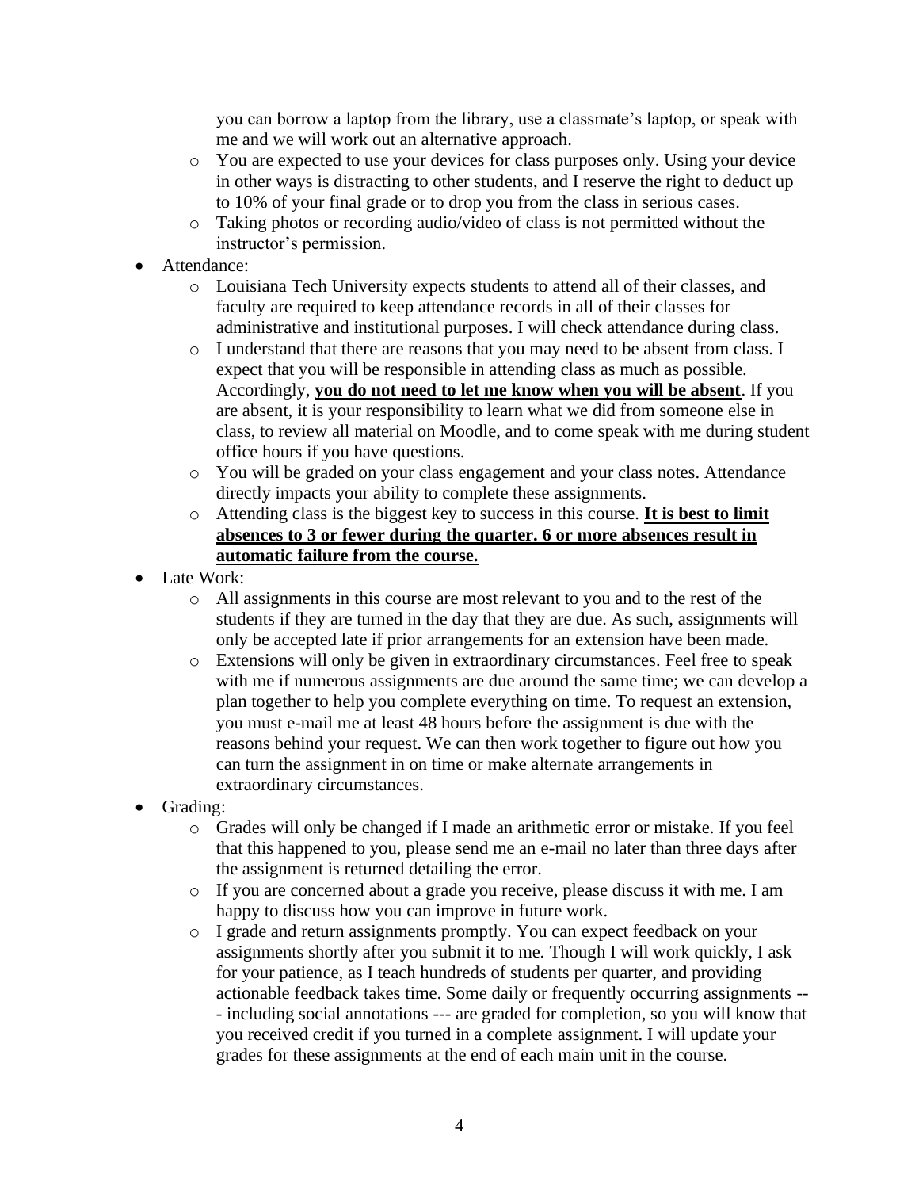you can borrow a laptop from the library, use a classmate's laptop, or speak with me and we will work out an alternative approach.
    - You are expected to use your devices for class purposes only. Using your device in other ways is distracting to other students, and I reserve the right to deduct up to 10% of your final grade or to drop you from the class in serious cases.
    - Taking photos or recording audio/video of class is not permitted without the instructor's permission.
- Attendance:
    - Louisiana Tech University expects students to attend all of their classes, and faculty are required to keep attendance records in all of their classes for administrative and institutional purposes. I will check attendance during class.
    - I understand that there are reasons that you may need to be absent from class. I expect that you will be responsible in attending class as much as possible. Accordingly, **<u>you do not need to let me know when you will be absent</u>**. If you are absent, it is your responsibility to learn what we did from someone else in class, to review all material on Moodle, and to come speak with me during student office hours if you have questions.
    - You will be graded on your class engagement and your class notes. Attendance directly impacts your ability to complete these assignments.
    - Attending class is the biggest key to success in this course. **<u>It is best to limit absences to 3 or fewer during the quarter. 6 or more absences result in automatic failure from the course.</u>**
- Late Work:
    - All assignments in this course are most relevant to you and to the rest of the students if they are turned in the day that they are due. As such, assignments will only be accepted late if prior arrangements for an extension have been made.
    - Extensions will only be given in extraordinary circumstances. Feel free to speak with me if numerous assignments are due around the same time; we can develop a plan together to help you complete everything on time. To request an extension, you must e-mail me at least 48 hours before the assignment is due with the reasons behind your request. We can then work together to figure out how you can turn the assignment in on time or make alternate arrangements in extraordinary circumstances.
- Grading:
    - Grades will only be changed if I made an arithmetic error or mistake. If you feel that this happened to you, please send me an e-mail no later than three days after the assignment is returned detailing the error.
    - If you are concerned about a grade you receive, please discuss it with me. I am happy to discuss how you can improve in future work.
    - I grade and return assignments promptly. You can expect feedback on your assignments shortly after you submit it to me. Though I will work quickly, I ask for your patience, as I teach hundreds of students per quarter, and providing actionable feedback takes time. Some daily or frequently occurring assignments --- including social annotations --- are graded for completion, so you will know that you received credit if you turned in a complete assignment. I will update your grades for these assignments at the end of each main unit in the course.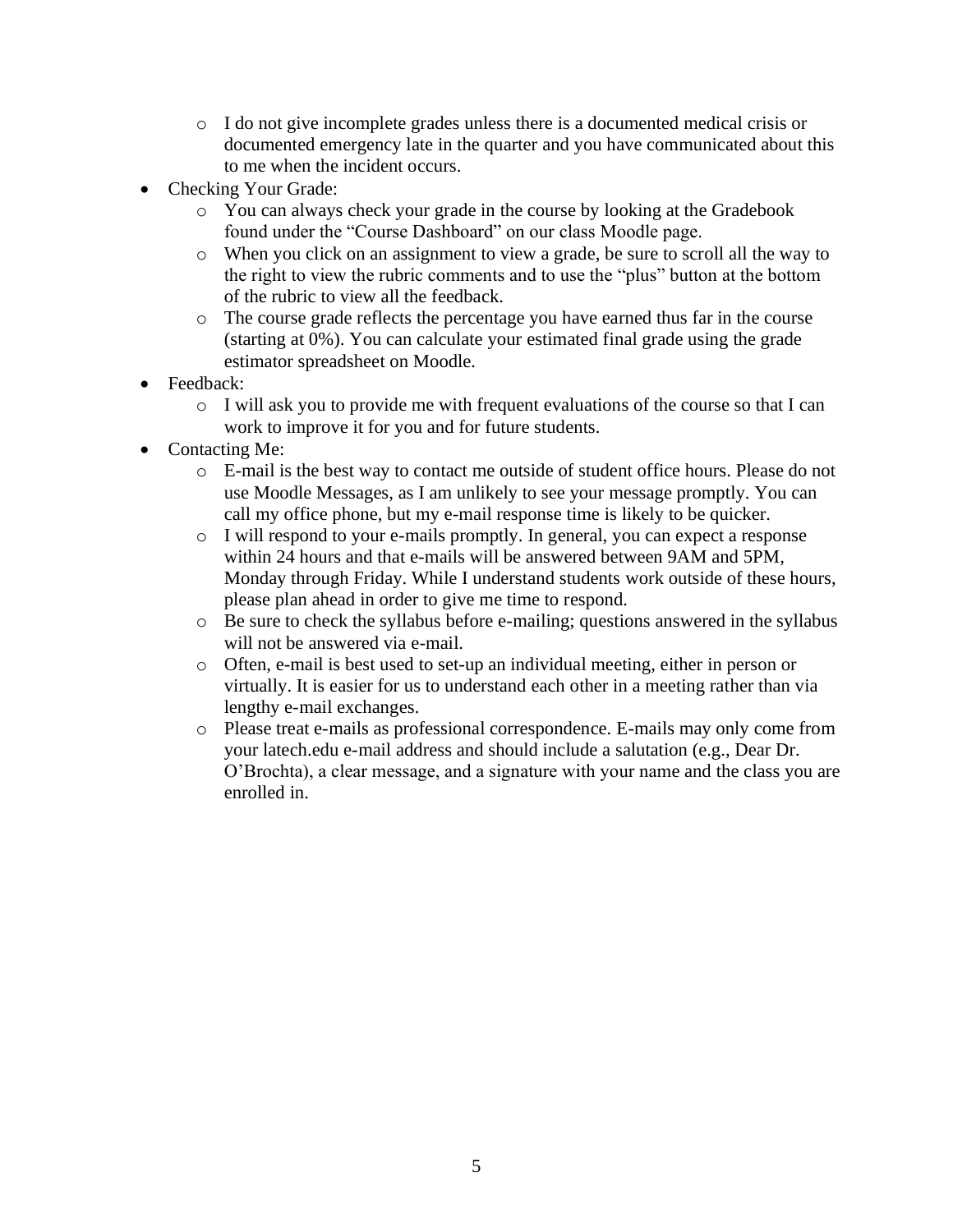- I do not give incomplete grades unless there is a documented medical crisis or documented emergency late in the quarter and you have communicated about this to me when the incident occurs.
- Checking Your Grade:
    - You can always check your grade in the course by looking at the Gradebook found under the "Course Dashboard" on our class Moodle page.
    - When you click on an assignment to view a grade, be sure to scroll all the way to the right to view the rubric comments and to use the "plus" button at the bottom of the rubric to view all the feedback.
    - The course grade reflects the percentage you have earned thus far in the course (starting at 0%). You can calculate your estimated final grade using the grade estimator spreadsheet on Moodle.
- Feedback:
    - I will ask you to provide me with frequent evaluations of the course so that I can work to improve it for you and for future students.
- Contacting Me:
    - E-mail is the best way to contact me outside of student office hours. Please do not use Moodle Messages, as I am unlikely to see your message promptly. You can call my office phone, but my e-mail response time is likely to be quicker.
    - I will respond to your e-mails promptly. In general, you can expect a response within 24 hours and that e-mails will be answered between 9AM and 5PM, Monday through Friday. While I understand students work outside of these hours, please plan ahead in order to give me time to respond.
    - Be sure to check the syllabus before e-mailing; questions answered in the syllabus will not be answered via e-mail.
    - Often, e-mail is best used to set-up an individual meeting, either in person or virtually. It is easier for us to understand each other in a meeting rather than via lengthy e-mail exchanges.
    - Please treat e-mails as professional correspondence. E-mails may only come from your latech.edu e-mail address and should include a salutation (e.g., Dear Dr. O'Brochta), a clear message, and a signature with your name and the class you are enrolled in.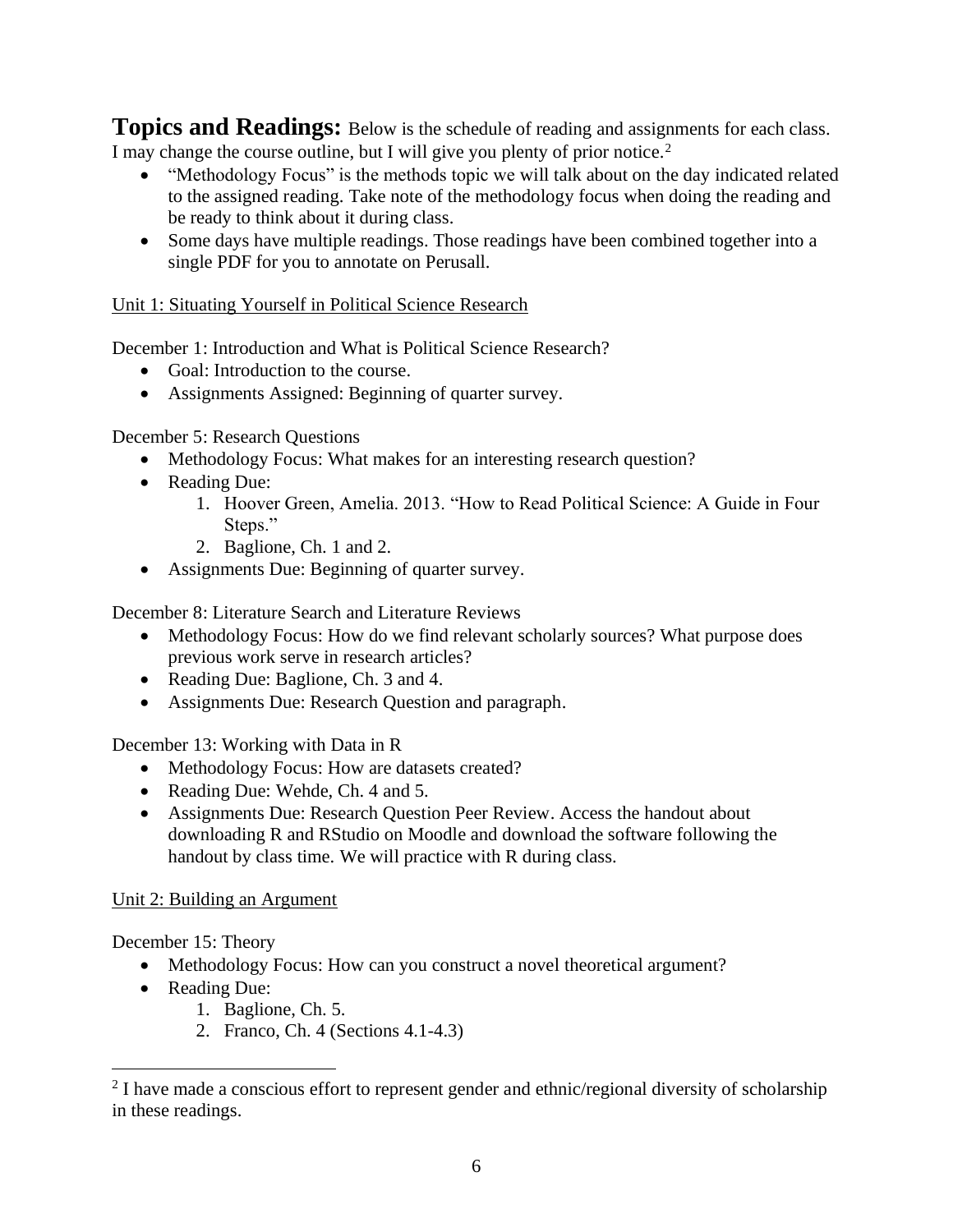**Topics and Readings:** Below is the schedule of reading and assignments for each class. I may change the course outline, but I will give you plenty of prior notice.[2]

- "Methodology Focus" is the methods topic we will talk about on the day indicated related to the assigned reading. Take note of the methodology focus when doing the reading and be ready to think about it during class.
- Some days have multiple readings. Those readings have been combined together into a single PDF for you to annotate on Perusall.

<u>Unit 1: Situating Yourself in Political Science Research</u>

December 1: Introduction and What is Political Science Research?

- Goal: Introduction to the course.
- Assignments Assigned: Beginning of quarter survey.

December 5: Research Questions

- Methodology Focus: What makes for an interesting research question?
- Reading Due:
    1. Hoover Green, Amelia. 2013. "How to Read Political Science: A Guide in Four Steps."
    2. Baglione, Ch. 1 and 2.
- Assignments Due: Beginning of quarter survey.

December 8: Literature Search and Literature Reviews

- Methodology Focus: How do we find relevant scholarly sources? What purpose does previous work serve in research articles?
- Reading Due: Baglione, Ch. 3 and 4.
- Assignments Due: Research Question and paragraph.

December 13: Working with Data in R

- Methodology Focus: How are datasets created?
- Reading Due: Wehde, Ch. 4 and 5.
- Assignments Due: Research Question Peer Review. Access the handout about downloading R and RStudio on Moodle and download the software following the handout by class time. We will practice with R during class.

<u>Unit 2: Building an Argument</u>

December 15: Theory

- Methodology Focus: How can you construct a novel theoretical argument?
- Reading Due:
    1. Baglione, Ch. 5.
    2. Franco, Ch. 4 (Sections 4.1-4.3)

[2] I have made a conscious effort to represent gender and ethnic/regional diversity of scholarship in these readings.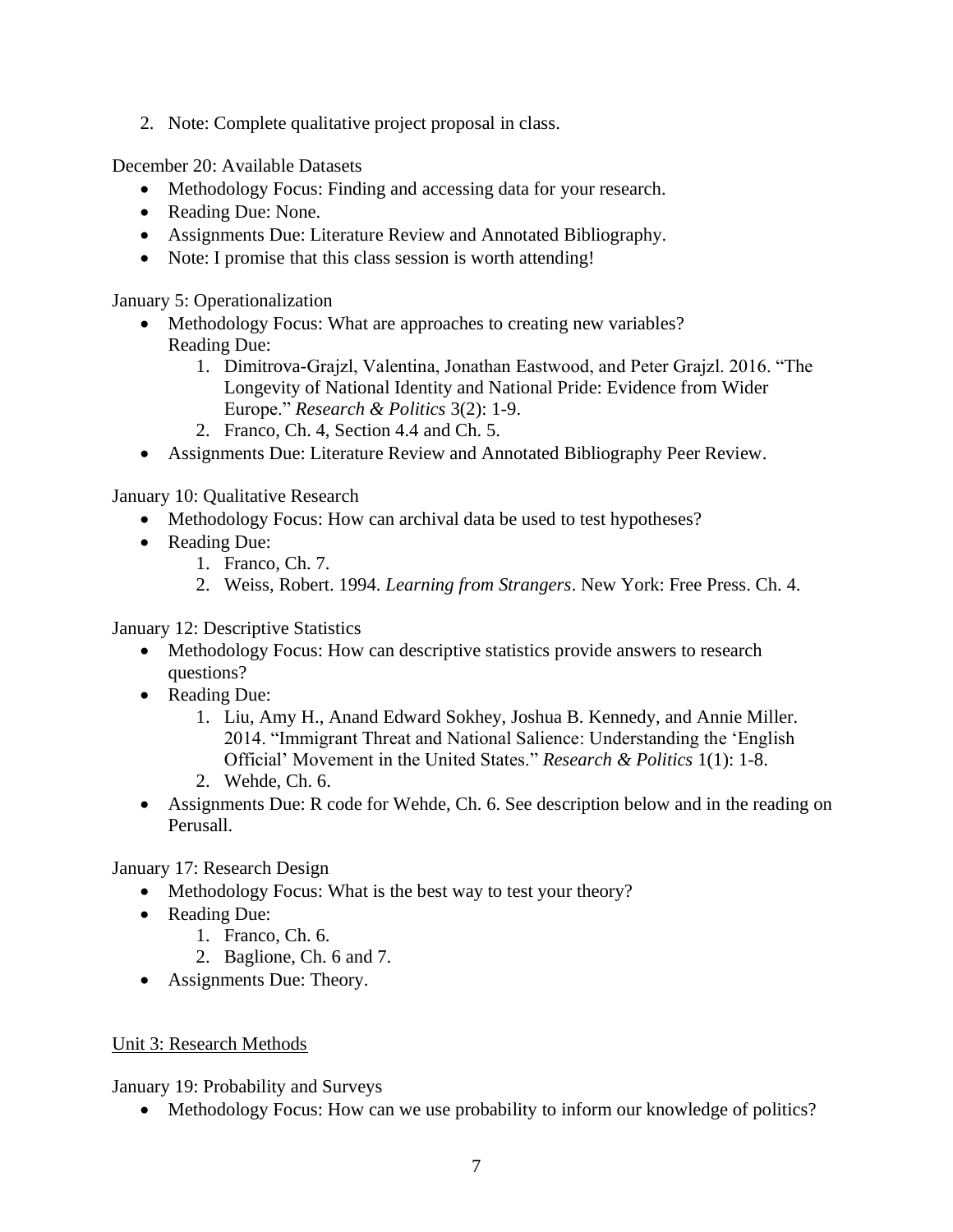2. Note: Complete qualitative project proposal in class.

December 20: Available Datasets

- Methodology Focus: Finding and accessing data for your research.
- Reading Due: None.
- Assignments Due: Literature Review and Annotated Bibliography.
- Note: I promise that this class session is worth attending!

January 5: Operationalization

- Methodology Focus: What are approaches to creating new variables?
  Reading Due:
    1. Dimitrova-Grajzl, Valentina, Jonathan Eastwood, and Peter Grajzl. 2016. "The Longevity of National Identity and National Pride: Evidence from Wider Europe." *Research & Politics* 3(2): 1-9.
    2. Franco, Ch. 4, Section 4.4 and Ch. 5.
- Assignments Due: Literature Review and Annotated Bibliography Peer Review.

January 10: Qualitative Research

- Methodology Focus: How can archival data be used to test hypotheses?
- Reading Due:
    1. Franco, Ch. 7.
    2. Weiss, Robert. 1994. *Learning from Strangers*. New York: Free Press. Ch. 4.

January 12: Descriptive Statistics

- Methodology Focus: How can descriptive statistics provide answers to research questions?
- Reading Due:
    1. Liu, Amy H., Anand Edward Sokhey, Joshua B. Kennedy, and Annie Miller. 2014. "Immigrant Threat and National Salience: Understanding the 'English Official' Movement in the United States." *Research & Politics* 1(1): 1-8.
    2. Wehde, Ch. 6.
- Assignments Due: R code for Wehde, Ch. 6. See description below and in the reading on Perusall.

January 17: Research Design

- Methodology Focus: What is the best way to test your theory?
- Reading Due:
    1. Franco, Ch. 6.
    2. Baglione, Ch. 6 and 7.
- Assignments Due: Theory.

## Unit 3: Research Methods

January 19: Probability and Surveys

- Methodology Focus: How can we use probability to inform our knowledge of politics?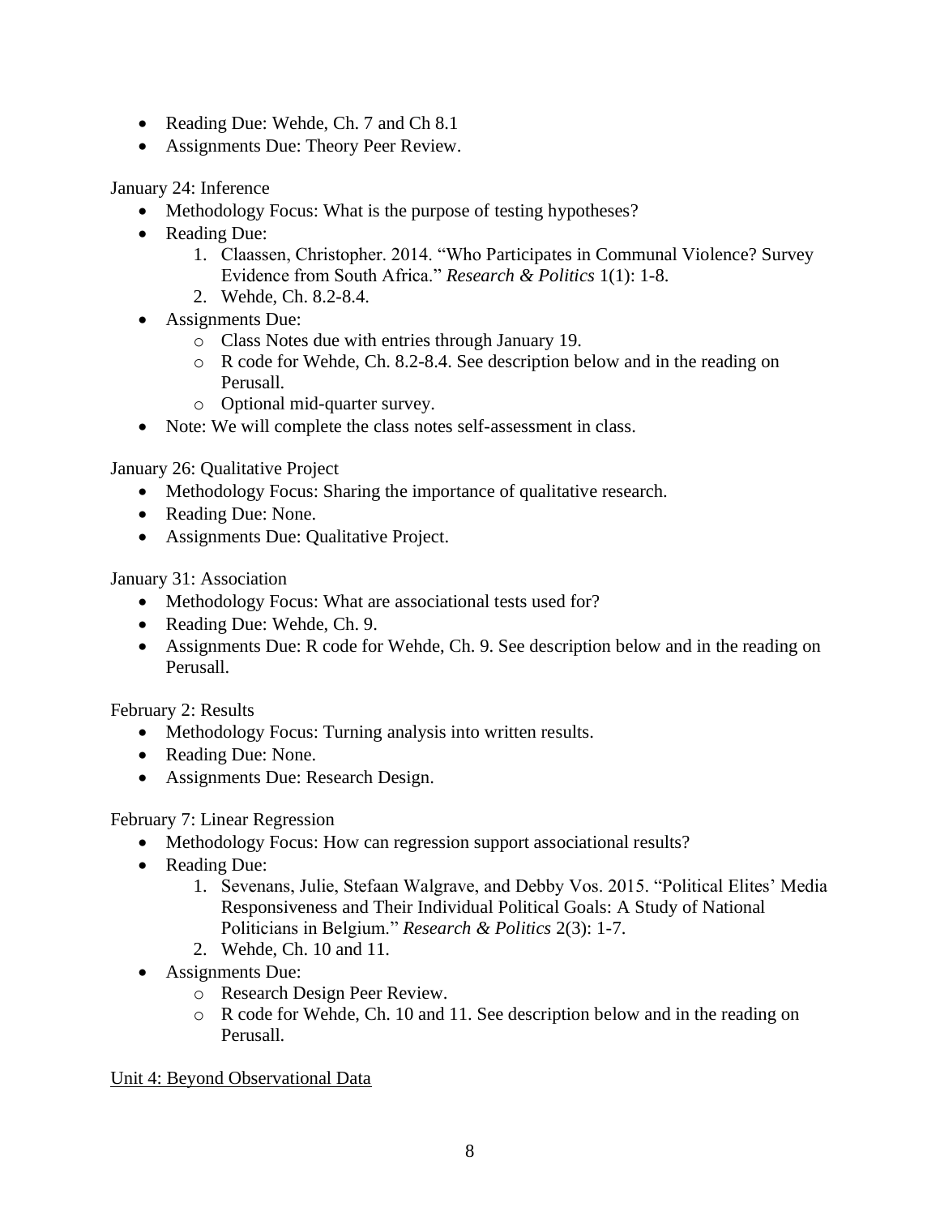- Reading Due: Wehde, Ch. 7 and Ch 8.1
- Assignments Due: Theory Peer Review.

January 24: Inference

- Methodology Focus: What is the purpose of testing hypotheses?
- Reading Due:
    1. Claassen, Christopher. 2014. "Who Participates in Communal Violence? Survey Evidence from South Africa." *Research & Politics* 1(1): 1-8.
    2. Wehde, Ch. 8.2-8.4.
- Assignments Due:
    - Class Notes due with entries through January 19.
    - R code for Wehde, Ch. 8.2-8.4. See description below and in the reading on Perusall.
    - Optional mid-quarter survey.
- Note: We will complete the class notes self-assessment in class.

January 26: Qualitative Project

- Methodology Focus: Sharing the importance of qualitative research.
- Reading Due: None.
- Assignments Due: Qualitative Project.

January 31: Association

- Methodology Focus: What are associational tests used for?
- Reading Due: Wehde, Ch. 9.
- Assignments Due: R code for Wehde, Ch. 9. See description below and in the reading on Perusall.

February 2: Results

- Methodology Focus: Turning analysis into written results.
- Reading Due: None.
- Assignments Due: Research Design.

February 7: Linear Regression

- Methodology Focus: How can regression support associational results?
- Reading Due:
    1. Sevenans, Julie, Stefaan Walgrave, and Debby Vos. 2015. "Political Elites' Media Responsiveness and Their Individual Political Goals: A Study of National Politicians in Belgium." *Research & Politics* 2(3): 1-7.
    2. Wehde, Ch. 10 and 11.
- Assignments Due:
    - Research Design Peer Review.
    - R code for Wehde, Ch. 10 and 11. See description below and in the reading on Perusall.

Unit 4: Beyond Observational Data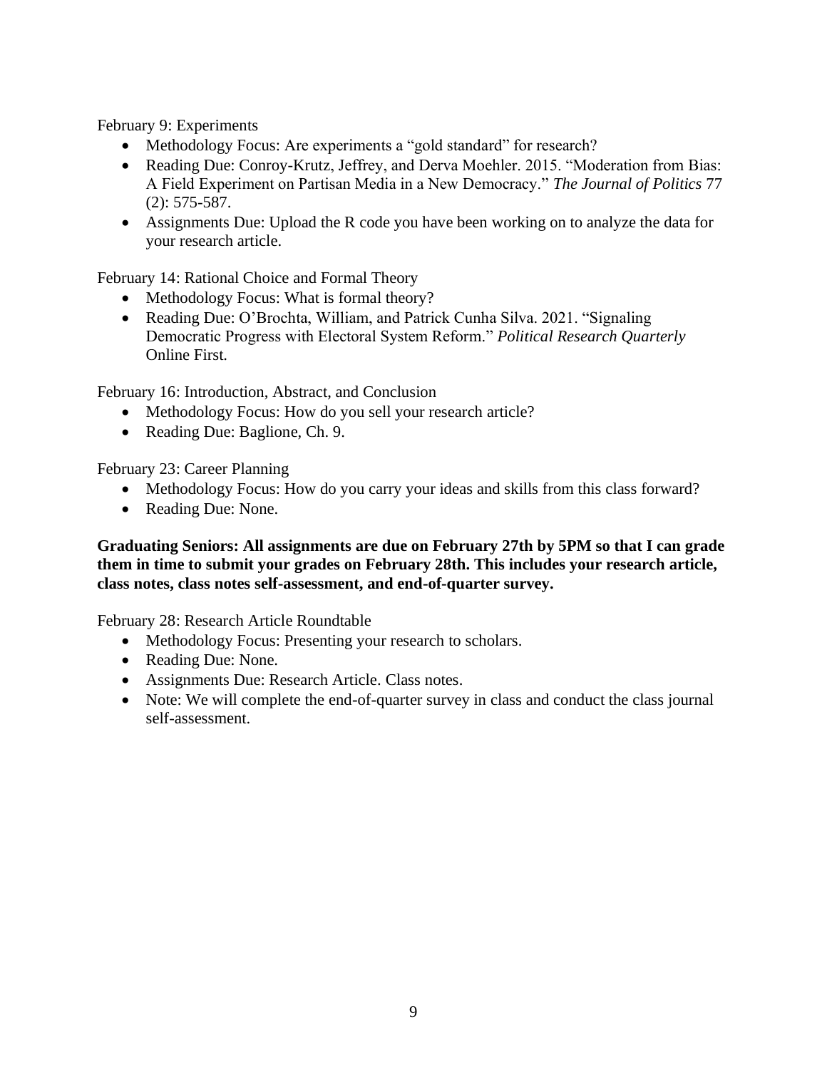February 9: Experiments

- Methodology Focus: Are experiments a "gold standard" for research?
- Reading Due: Conroy-Krutz, Jeffrey, and Derva Moehler. 2015. "Moderation from Bias: A Field Experiment on Partisan Media in a New Democracy." *The Journal of Politics* 77 (2): 575-587.
- Assignments Due: Upload the R code you have been working on to analyze the data for your research article.

February 14: Rational Choice and Formal Theory

- Methodology Focus: What is formal theory?
- Reading Due: O'Brochta, William, and Patrick Cunha Silva. 2021. "Signaling Democratic Progress with Electoral System Reform." *Political Research Quarterly* Online First.

February 16: Introduction, Abstract, and Conclusion

- Methodology Focus: How do you sell your research article?
- Reading Due: Baglione, Ch. 9.

February 23: Career Planning

- Methodology Focus: How do you carry your ideas and skills from this class forward?
- Reading Due: None.

**Graduating Seniors: All assignments are due on February 27th by 5PM so that I can grade them in time to submit your grades on February 28th. This includes your research article, class notes, class notes self-assessment, and end-of-quarter survey.**

February 28: Research Article Roundtable

- Methodology Focus: Presenting your research to scholars.
- Reading Due: None.
- Assignments Due: Research Article. Class notes.
- Note: We will complete the end-of-quarter survey in class and conduct the class journal self-assessment.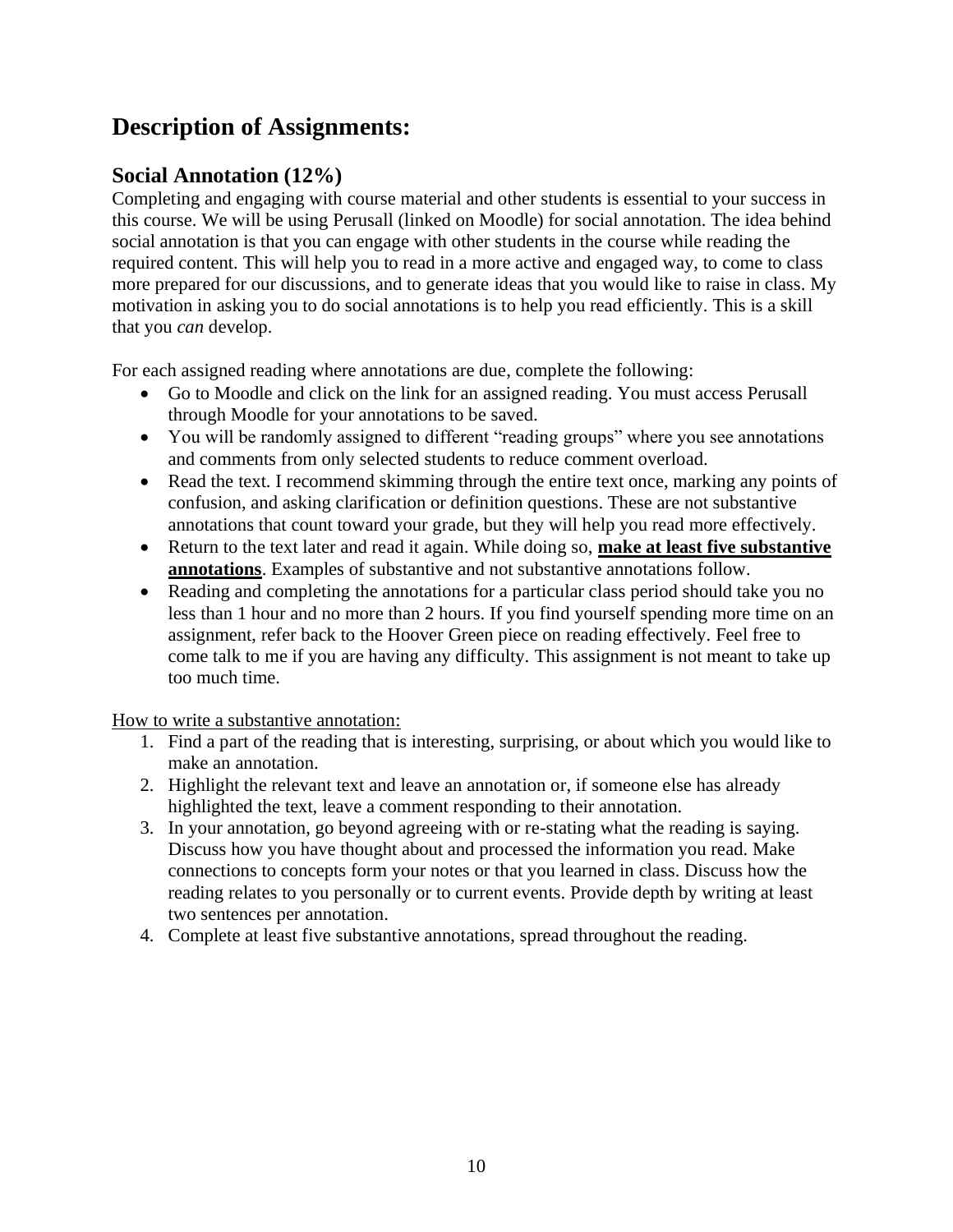# Description of Assignments:

## Social Annotation (12%)

Completing and engaging with course material and other students is essential to your success in this course. We will be using Perusall (linked on Moodle) for social annotation. The idea behind social annotation is that you can engage with other students in the course while reading the required content. This will help you to read in a more active and engaged way, to come to class more prepared for our discussions, and to generate ideas that you would like to raise in class. My motivation in asking you to do social annotations is to help you read efficiently. This is a skill that you *can* develop.

For each assigned reading where annotations are due, complete the following:

- Go to Moodle and click on the link for an assigned reading. You must access Perusall through Moodle for your annotations to be saved.
- You will be randomly assigned to different "reading groups" where you see annotations and comments from only selected students to reduce comment overload.
- Read the text. I recommend skimming through the entire text once, marking any points of confusion, and asking clarification or definition questions. These are not substantive annotations that count toward your grade, but they will help you read more effectively.
- Return to the text later and read it again. While doing so, <u>**make at least five substantive annotations**</u>. Examples of substantive and not substantive annotations follow.
- Reading and completing the annotations for a particular class period should take you no less than 1 hour and no more than 2 hours. If you find yourself spending more time on an assignment, refer back to the Hoover Green piece on reading effectively. Feel free to come talk to me if you are having any difficulty. This assignment is not meant to take up too much time.

<u>How to write a substantive annotation:</u>

1. Find a part of the reading that is interesting, surprising, or about which you would like to make an annotation.
2. Highlight the relevant text and leave an annotation or, if someone else has already highlighted the text, leave a comment responding to their annotation.
3. In your annotation, go beyond agreeing with or re-stating what the reading is saying. Discuss how you have thought about and processed the information you read. Make connections to concepts form your notes or that you learned in class. Discuss how the reading relates to you personally or to current events. Provide depth by writing at least two sentences per annotation.
4. Complete at least five substantive annotations, spread throughout the reading.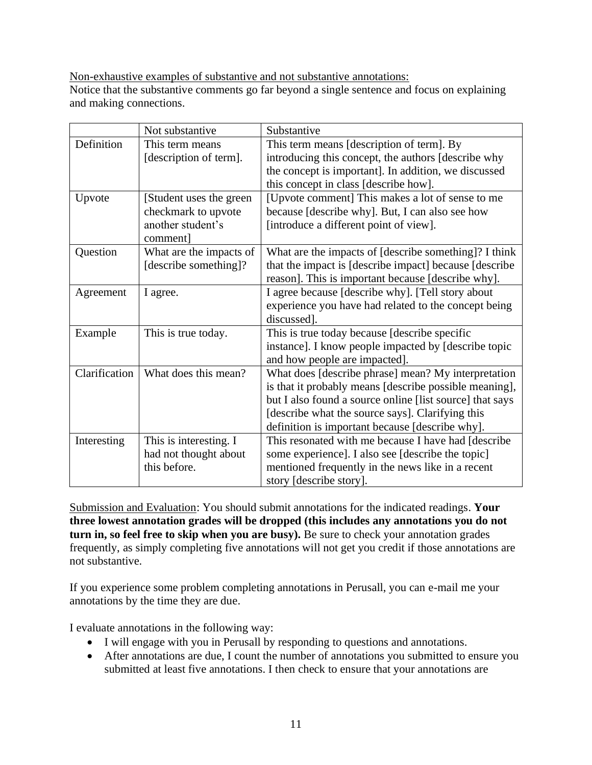<u>Non-exhaustive examples of substantive and not substantive annotations:</u>
Notice that the substantive comments go far beyond a single sentence and focus on explaining and making connections.

| | Not substantive | Substantive |
|---|---|---|
| Definition | This term means [description of term]. | This term means [description of term]. By introducing this concept, the authors [describe why the concept is important]. In addition, we discussed this concept in class [describe how]. |
| Upvote | [Student uses the green checkmark to upvote another student's comment] | [Upvote comment] This makes a lot of sense to me because [describe why]. But, I can also see how [introduce a different point of view]. |
| Question | What are the impacts of [describe something]? | What are the impacts of [describe something]? I think that the impact is [describe impact] because [describe reason]. This is important because [describe why]. |
| Agreement | I agree. | I agree because [describe why]. [Tell story about experience you have had related to the concept being discussed]. |
| Example | This is true today. | This is true today because [describe specific instance]. I know people impacted by [describe topic and how people are impacted]. |
| Clarification | What does this mean? | What does [describe phrase] mean? My interpretation is that it probably means [describe possible meaning], but I also found a source online [list source] that says [describe what the source says]. Clarifying this definition is important because [describe why]. |
| Interesting | This is interesting. I had not thought about this before. | This resonated with me because I have had [describe some experience]. I also see [describe the topic] mentioned frequently in the news like in a recent story [describe story]. |

<u>Submission and Evaluation</u>: You should submit annotations for the indicated readings. **Your three lowest annotation grades will be dropped (this includes any annotations you do not turn in, so feel free to skip when you are busy).** Be sure to check your annotation grades frequently, as simply completing five annotations will not get you credit if those annotations are not substantive.

If you experience some problem completing annotations in Perusall, you can e-mail me your annotations by the time they are due.

I evaluate annotations in the following way:

- I will engage with you in Perusall by responding to questions and annotations.
- After annotations are due, I count the number of annotations you submitted to ensure you submitted at least five annotations. I then check to ensure that your annotations are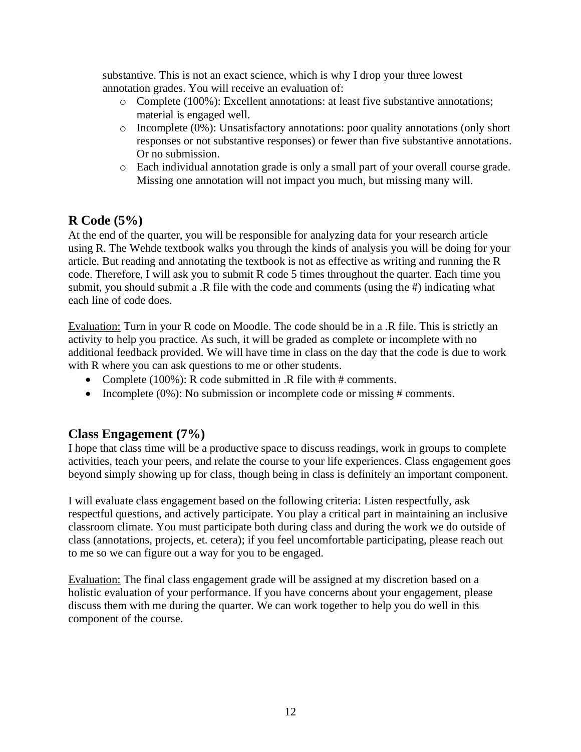substantive. This is not an exact science, which is why I drop your three lowest annotation grades. You will receive an evaluation of:

- Complete (100%): Excellent annotations: at least five substantive annotations; material is engaged well.
- Incomplete (0%): Unsatisfactory annotations: poor quality annotations (only short responses or not substantive responses) or fewer than five substantive annotations. Or no submission.
- Each individual annotation grade is only a small part of your overall course grade. Missing one annotation will not impact you much, but missing many will.

## R Code (5%)

At the end of the quarter, you will be responsible for analyzing data for your research article using R. The Wehde textbook walks you through the kinds of analysis you will be doing for your article. But reading and annotating the textbook is not as effective as writing and running the R code. Therefore, I will ask you to submit R code 5 times throughout the quarter. Each time you submit, you should submit a .R file with the code and comments (using the #) indicating what each line of code does.

Evaluation: Turn in your R code on Moodle. The code should be in a .R file. This is strictly an activity to help you practice. As such, it will be graded as complete or incomplete with no additional feedback provided. We will have time in class on the day that the code is due to work with R where you can ask questions to me or other students.

- Complete (100%): R code submitted in .R file with # comments.
- Incomplete (0%): No submission or incomplete code or missing # comments.

## Class Engagement (7%)

I hope that class time will be a productive space to discuss readings, work in groups to complete activities, teach your peers, and relate the course to your life experiences. Class engagement goes beyond simply showing up for class, though being in class is definitely an important component.

I will evaluate class engagement based on the following criteria: Listen respectfully, ask respectful questions, and actively participate. You play a critical part in maintaining an inclusive classroom climate. You must participate both during class and during the work we do outside of class (annotations, projects, et. cetera); if you feel uncomfortable participating, please reach out to me so we can figure out a way for you to be engaged.

Evaluation: The final class engagement grade will be assigned at my discretion based on a holistic evaluation of your performance. If you have concerns about your engagement, please discuss them with me during the quarter. We can work together to help you do well in this component of the course.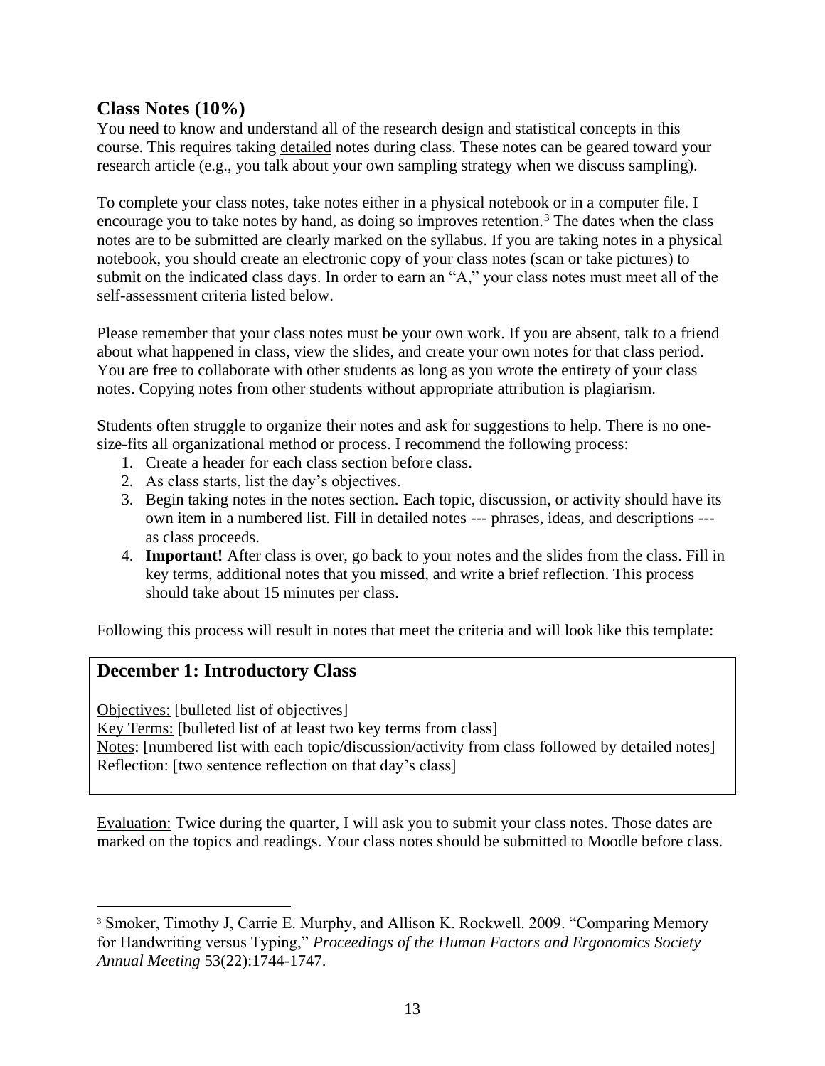## Class Notes (10%)

You need to know and understand all of the research design and statistical concepts in this course. This requires taking detailed notes during class. These notes can be geared toward your research article (e.g., you talk about your own sampling strategy when we discuss sampling).

To complete your class notes, take notes either in a physical notebook or in a computer file. I encourage you to take notes by hand, as doing so improves retention.[3] The dates when the class notes are to be submitted are clearly marked on the syllabus. If you are taking notes in a physical notebook, you should create an electronic copy of your class notes (scan or take pictures) to submit on the indicated class days. In order to earn an "A," your class notes must meet all of the self-assessment criteria listed below.

Please remember that your class notes must be your own work. If you are absent, talk to a friend about what happened in class, view the slides, and create your own notes for that class period. You are free to collaborate with other students as long as you wrote the entirety of your class notes. Copying notes from other students without appropriate attribution is plagiarism.

Students often struggle to organize their notes and ask for suggestions to help. There is no one-size-fits all organizational method or process. I recommend the following process:

1. Create a header for each class section before class.
2. As class starts, list the day's objectives.
3. Begin taking notes in the notes section. Each topic, discussion, or activity should have its own item in a numbered list. Fill in detailed notes --- phrases, ideas, and descriptions --- as class proceeds.
4. **Important!** After class is over, go back to your notes and the slides from the class. Fill in key terms, additional notes that you missed, and write a brief reflection. This process should take about 15 minutes per class.

Following this process will result in notes that meet the criteria and will look like this template:

> ### December 1: Introductory Class
>
> Objectives: [bulleted list of objectives]
> Key Terms: [bulleted list of at least two key terms from class]
> Notes: [numbered list with each topic/discussion/activity from class followed by detailed notes]
> Reflection: [two sentence reflection on that day's class]

Evaluation: Twice during the quarter, I will ask you to submit your class notes. Those dates are marked on the topics and readings. Your class notes should be submitted to Moodle before class.

---

[3] Smoker, Timothy J, Carrie E. Murphy, and Allison K. Rockwell. 2009. "Comparing Memory for Handwriting versus Typing," *Proceedings of the Human Factors and Ergonomics Society Annual Meeting* 53(22):1744-1747.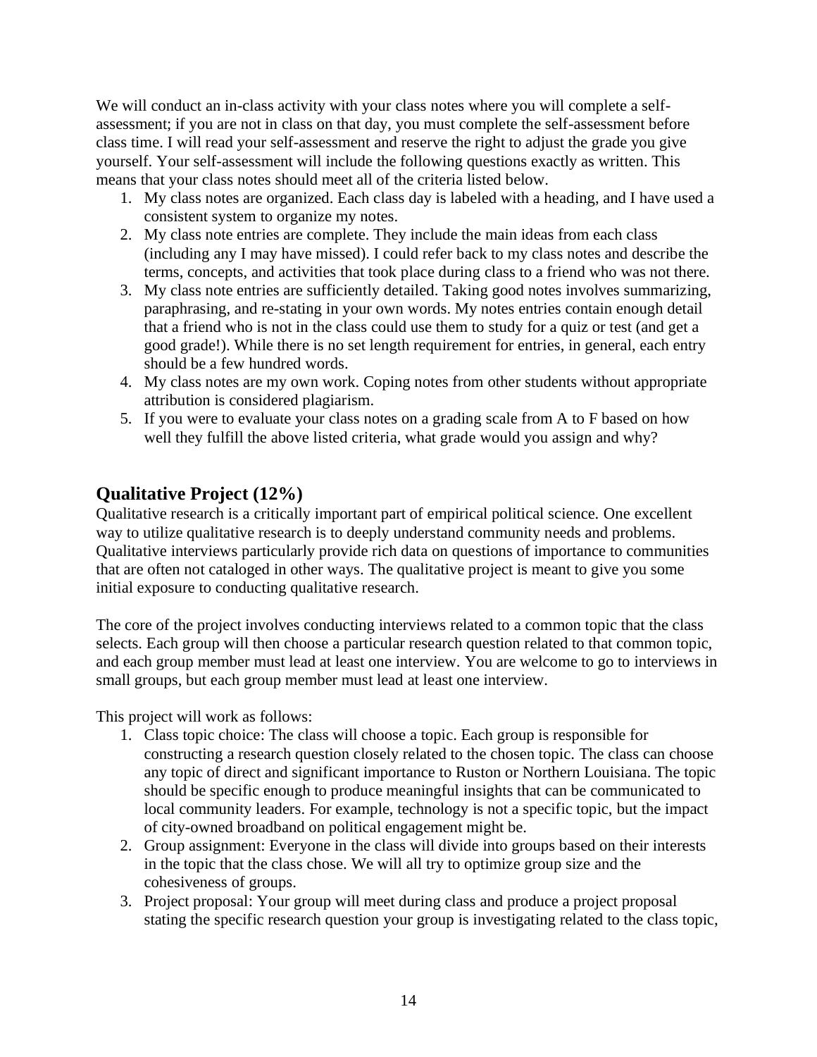We will conduct an in-class activity with your class notes where you will complete a self-assessment; if you are not in class on that day, you must complete the self-assessment before class time. I will read your self-assessment and reserve the right to adjust the grade you give yourself. Your self-assessment will include the following questions exactly as written. This means that your class notes should meet all of the criteria listed below.

1. My class notes are organized. Each class day is labeled with a heading, and I have used a consistent system to organize my notes.
2. My class note entries are complete. They include the main ideas from each class (including any I may have missed). I could refer back to my class notes and describe the terms, concepts, and activities that took place during class to a friend who was not there.
3. My class note entries are sufficiently detailed. Taking good notes involves summarizing, paraphrasing, and re-stating in your own words. My notes entries contain enough detail that a friend who is not in the class could use them to study for a quiz or test (and get a good grade!). While there is no set length requirement for entries, in general, each entry should be a few hundred words.
4. My class notes are my own work. Coping notes from other students without appropriate attribution is considered plagiarism.
5. If you were to evaluate your class notes on a grading scale from A to F based on how well they fulfill the above listed criteria, what grade would you assign and why?

## Qualitative Project (12%)

Qualitative research is a critically important part of empirical political science. One excellent way to utilize qualitative research is to deeply understand community needs and problems. Qualitative interviews particularly provide rich data on questions of importance to communities that are often not cataloged in other ways. The qualitative project is meant to give you some initial exposure to conducting qualitative research.

The core of the project involves conducting interviews related to a common topic that the class selects. Each group will then choose a particular research question related to that common topic, and each group member must lead at least one interview. You are welcome to go to interviews in small groups, but each group member must lead at least one interview.

This project will work as follows:

1. Class topic choice: The class will choose a topic. Each group is responsible for constructing a research question closely related to the chosen topic. The class can choose any topic of direct and significant importance to Ruston or Northern Louisiana. The topic should be specific enough to produce meaningful insights that can be communicated to local community leaders. For example, technology is not a specific topic, but the impact of city-owned broadband on political engagement might be.
2. Group assignment: Everyone in the class will divide into groups based on their interests in the topic that the class chose. We will all try to optimize group size and the cohesiveness of groups.
3. Project proposal: Your group will meet during class and produce a project proposal stating the specific research question your group is investigating related to the class topic,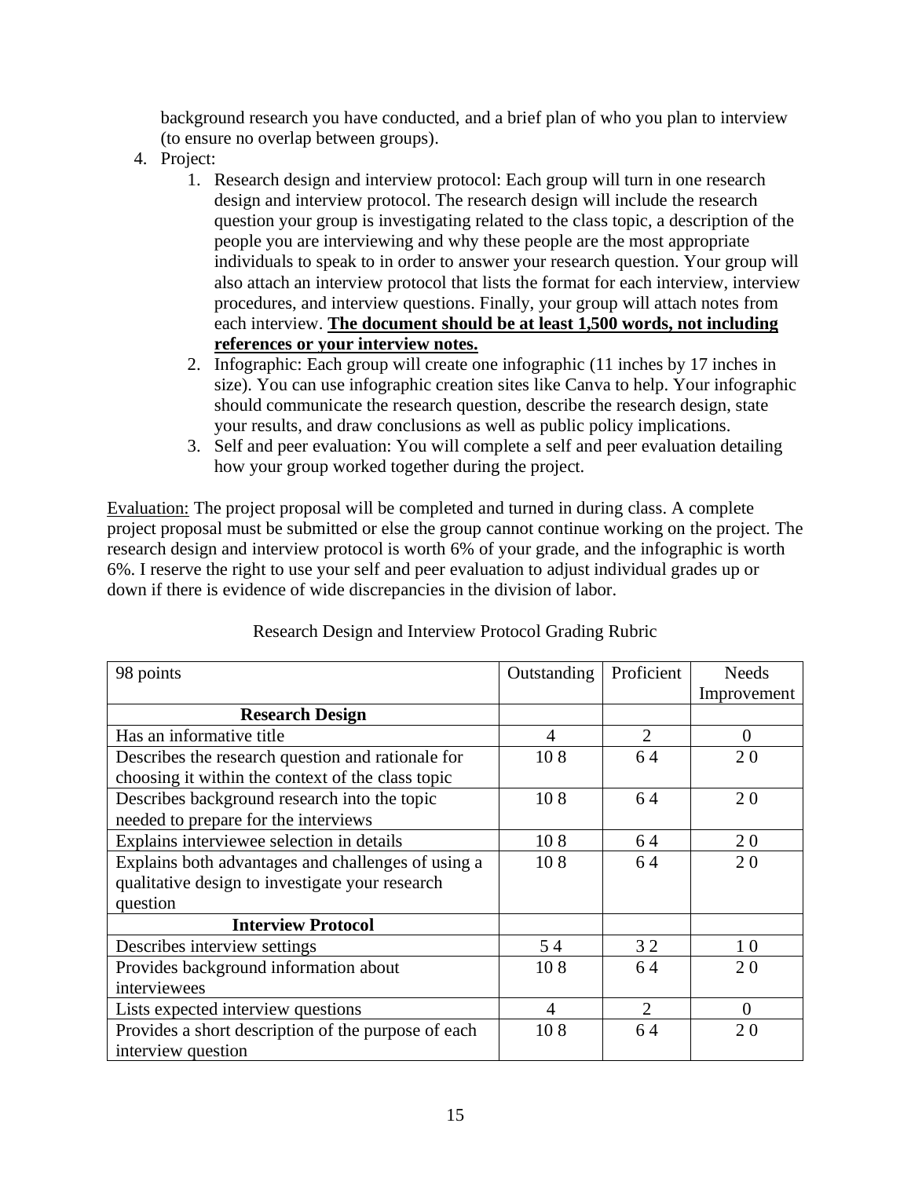background research you have conducted, and a brief plan of who you plan to interview (to ensure no overlap between groups).

4. Project:
    1. Research design and interview protocol: Each group will turn in one research design and interview protocol. The research design will include the research question your group is investigating related to the class topic, a description of the people you are interviewing and why these people are the most appropriate individuals to speak to in order to answer your research question. Your group will also attach an interview protocol that lists the format for each interview, interview procedures, and interview questions. Finally, your group will attach notes from each interview. **<u>The document should be at least 1,500 words, not including references or your interview notes.</u>**
    2. Infographic: Each group will create one infographic (11 inches by 17 inches in size). You can use infographic creation sites like Canva to help. Your infographic should communicate the research question, describe the research design, state your results, and draw conclusions as well as public policy implications.
    3. Self and peer evaluation: You will complete a self and peer evaluation detailing how your group worked together during the project.

<u>Evaluation:</u> The project proposal will be completed and turned in during class. A complete project proposal must be submitted or else the group cannot continue working on the project. The research design and interview protocol is worth 6% of your grade, and the infographic is worth 6%. I reserve the right to use your self and peer evaluation to adjust individual grades up or down if there is evidence of wide discrepancies in the division of labor.

Research Design and Interview Protocol Grading Rubric

| 98 points | Outstanding | Proficient | Needs Improvement |
|---|---|---|---|
| **Research Design** | | | |
| Has an informative title | 4 | 2 | 0 |
| Describes the research question and rationale for choosing it within the context of the class topic | 10 8 | 6 4 | 2 0 |
| Describes background research into the topic needed to prepare for the interviews | 10 8 | 6 4 | 2 0 |
| Explains interviewee selection in details | 10 8 | 6 4 | 2 0 |
| Explains both advantages and challenges of using a qualitative design to investigate your research question | 10 8 | 6 4 | 2 0 |
| **Interview Protocol** | | | |
| Describes interview settings | 5 4 | 3 2 | 1 0 |
| Provides background information about interviewees | 10 8 | 6 4 | 2 0 |
| Lists expected interview questions | 4 | 2 | 0 |
| Provides a short description of the purpose of each interview question | 10 8 | 6 4 | 2 0 |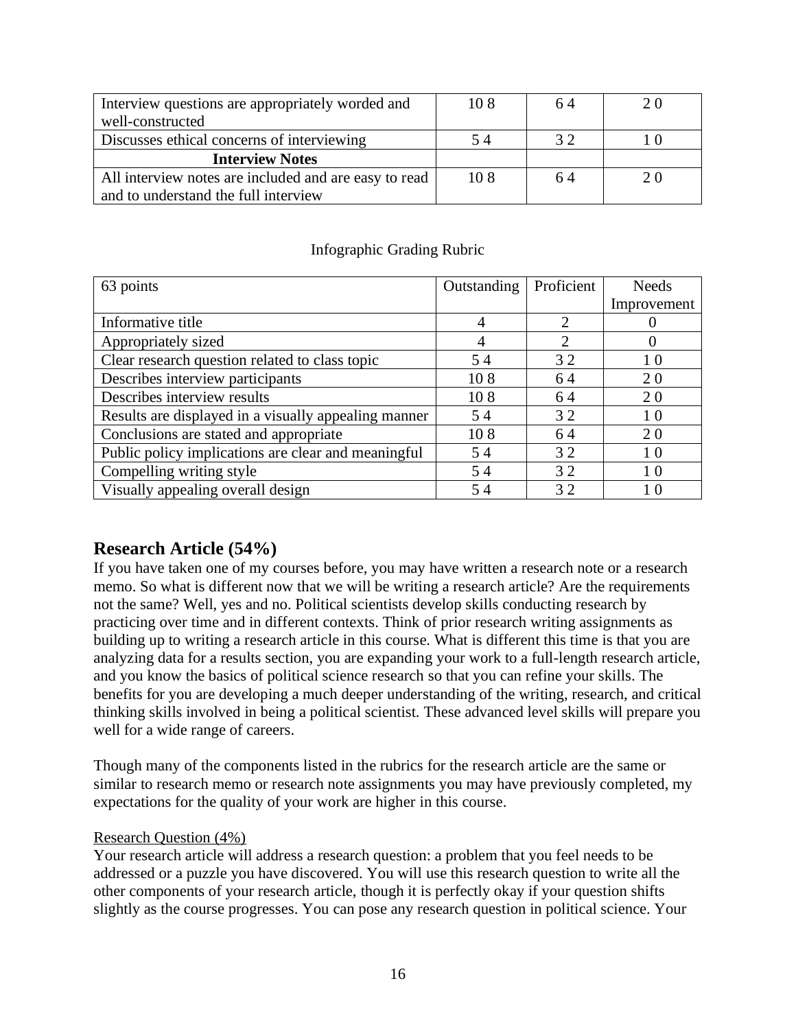| Interview questions are appropriately worded and well-constructed | 10 8 | 6 4 | 2 0 |
|---|---|---|---|
| Discusses ethical concerns of interviewing | 5 4 | 3 2 | 1 0 |
| **Interview Notes** | | | |
| All interview notes are included and are easy to read and to understand the full interview | 10 8 | 6 4 | 2 0 |

Infographic Grading Rubric

| 63 points | Outstanding | Proficient | Needs Improvement |
|---|---|---|---|
| Informative title | 4 | 2 | 0 |
| Appropriately sized | 4 | 2 | 0 |
| Clear research question related to class topic | 5 4 | 3 2 | 1 0 |
| Describes interview participants | 10 8 | 6 4 | 2 0 |
| Describes interview results | 10 8 | 6 4 | 2 0 |
| Results are displayed in a visually appealing manner | 5 4 | 3 2 | 1 0 |
| Conclusions are stated and appropriate | 10 8 | 6 4 | 2 0 |
| Public policy implications are clear and meaningful | 5 4 | 3 2 | 1 0 |
| Compelling writing style | 5 4 | 3 2 | 1 0 |
| Visually appealing overall design | 5 4 | 3 2 | 1 0 |

## Research Article (54%)

If you have taken one of my courses before, you may have written a research note or a research memo. So what is different now that we will be writing a research article? Are the requirements not the same? Well, yes and no. Political scientists develop skills conducting research by practicing over time and in different contexts. Think of prior research writing assignments as building up to writing a research article in this course. What is different this time is that you are analyzing data for a results section, you are expanding your work to a full-length research article, and you know the basics of political science research so that you can refine your skills. The benefits for you are developing a much deeper understanding of the writing, research, and critical thinking skills involved in being a political scientist. These advanced level skills will prepare you well for a wide range of careers.

Though many of the components listed in the rubrics for the research article are the same or similar to research memo or research note assignments you may have previously completed, my expectations for the quality of your work are higher in this course.

Research Question (4%)

Your research article will address a research question: a problem that you feel needs to be addressed or a puzzle you have discovered. You will use this research question to write all the other components of your research article, though it is perfectly okay if your question shifts slightly as the course progresses. You can pose any research question in political science. Your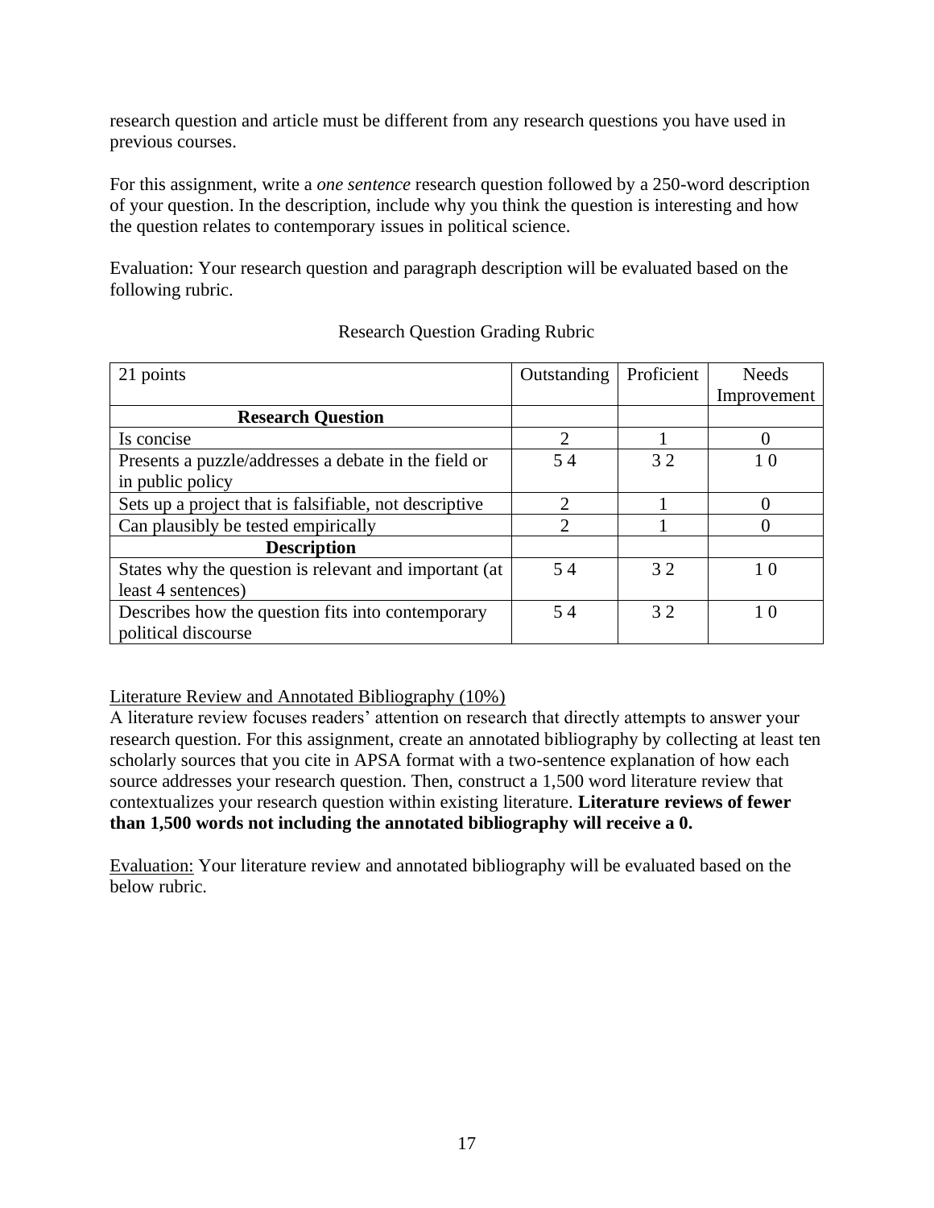research question and article must be different from any research questions you have used in previous courses.

For this assignment, write a *one sentence* research question followed by a 250-word description of your question. In the description, include why you think the question is interesting and how the question relates to contemporary issues in political science.

Evaluation: Your research question and paragraph description will be evaluated based on the following rubric.

Research Question Grading Rubric

| 21 points | Outstanding | Proficient | Needs Improvement |
|---|---|---|---|
| **Research Question** | | | |
| Is concise | 2 | 1 | 0 |
| Presents a puzzle/addresses a debate in the field or in public policy | 5 4 | 3 2 | 1 0 |
| Sets up a project that is falsifiable, not descriptive | 2 | 1 | 0 |
| Can plausibly be tested empirically | 2 | 1 | 0 |
| **Description** | | | |
| States why the question is relevant and important (at least 4 sentences) | 5 4 | 3 2 | 1 0 |
| Describes how the question fits into contemporary political discourse | 5 4 | 3 2 | 1 0 |

<u>Literature Review and Annotated Bibliography (10%)</u>

A literature review focuses readers' attention on research that directly attempts to answer your research question. For this assignment, create an annotated bibliography by collecting at least ten scholarly sources that you cite in APSA format with a two-sentence explanation of how each source addresses your research question. Then, construct a 1,500 word literature review that contextualizes your research question within existing literature. **Literature reviews of fewer than 1,500 words not including the annotated bibliography will receive a 0.**

<u>Evaluation:</u> Your literature review and annotated bibliography will be evaluated based on the below rubric.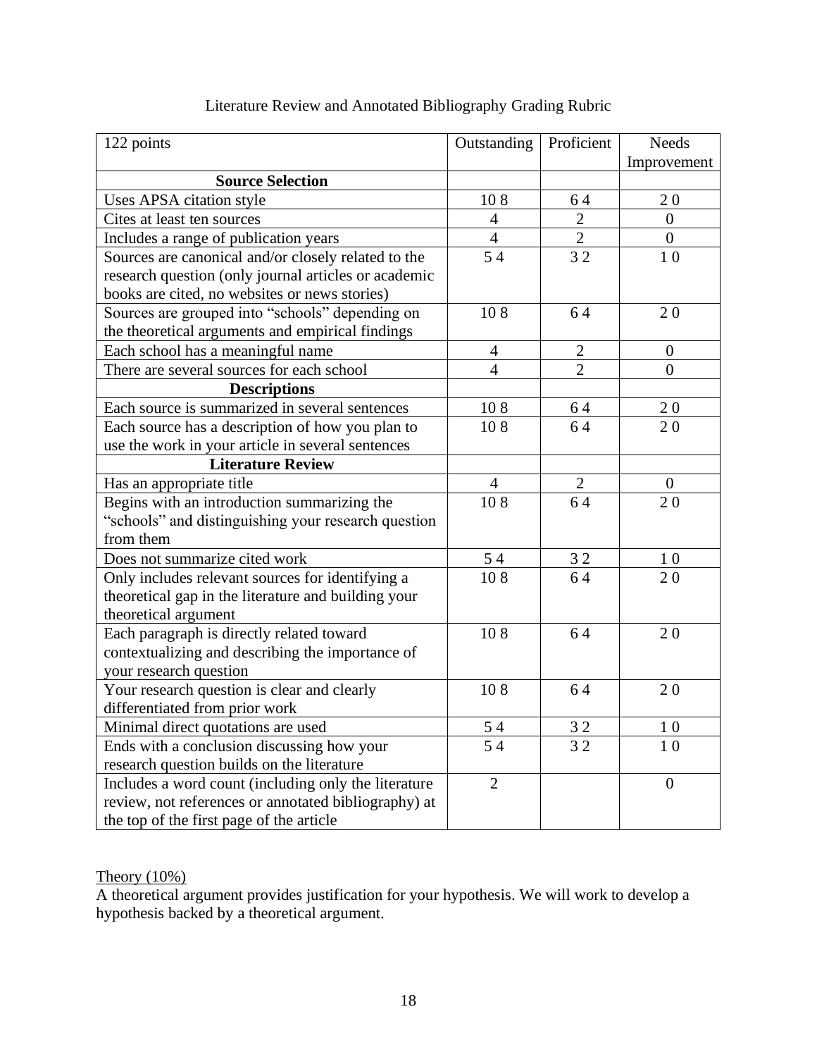Literature Review and Annotated Bibliography Grading Rubric

| 122 points | Outstanding | Proficient | Needs Improvement |
|---|---|---|---|
| **Source Selection** | | | |
| Uses APSA citation style | 10 8 | 6 4 | 2 0 |
| Cites at least ten sources | 4 | 2 | 0 |
| Includes a range of publication years | 4 | 2 | 0 |
| Sources are canonical and/or closely related to the research question (only journal articles or academic books are cited, no websites or news stories) | 5 4 | 3 2 | 1 0 |
| Sources are grouped into "schools" depending on the theoretical arguments and empirical findings | 10 8 | 6 4 | 2 0 |
| Each school has a meaningful name | 4 | 2 | 0 |
| There are several sources for each school | 4 | 2 | 0 |
| **Descriptions** | | | |
| Each source is summarized in several sentences | 10 8 | 6 4 | 2 0 |
| Each source has a description of how you plan to use the work in your article in several sentences | 10 8 | 6 4 | 2 0 |
| **Literature Review** | | | |
| Has an appropriate title | 4 | 2 | 0 |
| Begins with an introduction summarizing the "schools" and distinguishing your research question from them | 10 8 | 6 4 | 2 0 |
| Does not summarize cited work | 5 4 | 3 2 | 1 0 |
| Only includes relevant sources for identifying a theoretical gap in the literature and building your theoretical argument | 10 8 | 6 4 | 2 0 |
| Each paragraph is directly related toward contextualizing and describing the importance of your research question | 10 8 | 6 4 | 2 0 |
| Your research question is clear and clearly differentiated from prior work | 10 8 | 6 4 | 2 0 |
| Minimal direct quotations are used | 5 4 | 3 2 | 1 0 |
| Ends with a conclusion discussing how your research question builds on the literature | 5 4 | 3 2 | 1 0 |
| Includes a word count (including only the literature review, not references or annotated bibliography) at the top of the first page of the article | 2 | | 0 |

<u>Theory (10%)</u>

A theoretical argument provides justification for your hypothesis. We will work to develop a hypothesis backed by a theoretical argument.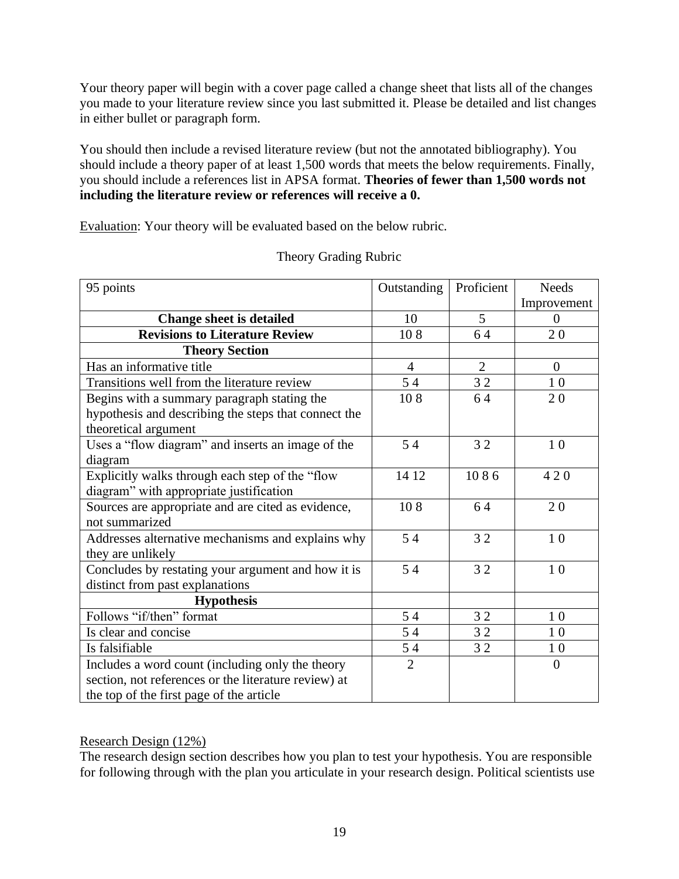Your theory paper will begin with a cover page called a change sheet that lists all of the changes you made to your literature review since you last submitted it. Please be detailed and list changes in either bullet or paragraph form.

You should then include a revised literature review (but not the annotated bibliography). You should include a theory paper of at least 1,500 words that meets the below requirements. Finally, you should include a references list in APSA format. **Theories of fewer than 1,500 words not including the literature review or references will receive a 0.**

Evaluation: Your theory will be evaluated based on the below rubric.

Theory Grading Rubric

| 95 points | Outstanding | Proficient | Needs Improvement |
|---|---|---|---|
| **Change sheet is detailed** | 10 | 5 | 0 |
| **Revisions to Literature Review** | 10 8 | 6 4 | 2 0 |
| **Theory Section** | | | |
| Has an informative title | 4 | 2 | 0 |
| Transitions well from the literature review | 5 4 | 3 2 | 1 0 |
| Begins with a summary paragraph stating the hypothesis and describing the steps that connect the theoretical argument | 10 8 | 6 4 | 2 0 |
| Uses a "flow diagram" and inserts an image of the diagram | 5 4 | 3 2 | 1 0 |
| Explicitly walks through each step of the "flow diagram" with appropriate justification | 14 12 | 10 8 6 | 4 2 0 |
| Sources are appropriate and are cited as evidence, not summarized | 10 8 | 6 4 | 2 0 |
| Addresses alternative mechanisms and explains why they are unlikely | 5 4 | 3 2 | 1 0 |
| Concludes by restating your argument and how it is distinct from past explanations | 5 4 | 3 2 | 1 0 |
| **Hypothesis** | | | |
| Follows "if/then" format | 5 4 | 3 2 | 1 0 |
| Is clear and concise | 5 4 | 3 2 | 1 0 |
| Is falsifiable | 5 4 | 3 2 | 1 0 |
| Includes a word count (including only the theory section, not references or the literature review) at the top of the first page of the article | 2 | | 0 |

Research Design (12%)

The research design section describes how you plan to test your hypothesis. You are responsible for following through with the plan you articulate in your research design. Political scientists use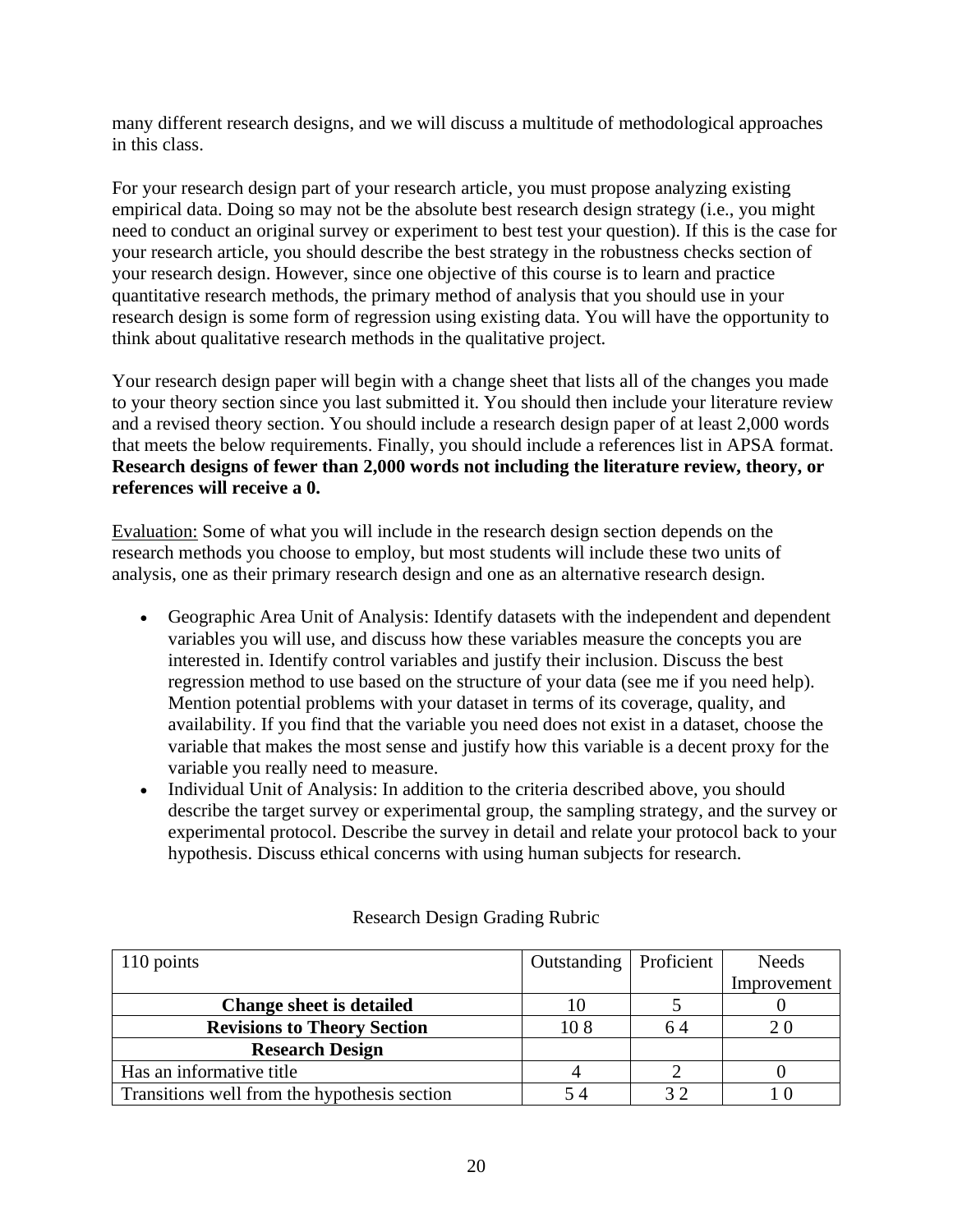many different research designs, and we will discuss a multitude of methodological approaches in this class.

For your research design part of your research article, you must propose analyzing existing empirical data. Doing so may not be the absolute best research design strategy (i.e., you might need to conduct an original survey or experiment to best test your question). If this is the case for your research article, you should describe the best strategy in the robustness checks section of your research design. However, since one objective of this course is to learn and practice quantitative research methods, the primary method of analysis that you should use in your research design is some form of regression using existing data. You will have the opportunity to think about qualitative research methods in the qualitative project.

Your research design paper will begin with a change sheet that lists all of the changes you made to your theory section since you last submitted it. You should then include your literature review and a revised theory section. You should include a research design paper of at least 2,000 words that meets the below requirements. Finally, you should include a references list in APSA format. **Research designs of fewer than 2,000 words not including the literature review, theory, or references will receive a 0.**

<u>Evaluation:</u> Some of what you will include in the research design section depends on the research methods you choose to employ, but most students will include these two units of analysis, one as their primary research design and one as an alternative research design.

- Geographic Area Unit of Analysis: Identify datasets with the independent and dependent variables you will use, and discuss how these variables measure the concepts you are interested in. Identify control variables and justify their inclusion. Discuss the best regression method to use based on the structure of your data (see me if you need help). Mention potential problems with your dataset in terms of its coverage, quality, and availability. If you find that the variable you need does not exist in a dataset, choose the variable that makes the most sense and justify how this variable is a decent proxy for the variable you really need to measure.
- Individual Unit of Analysis: In addition to the criteria described above, you should describe the target survey or experimental group, the sampling strategy, and the survey or experimental protocol. Describe the survey in detail and relate your protocol back to your hypothesis. Discuss ethical concerns with using human subjects for research.

Research Design Grading Rubric

| 110 points | Outstanding | Proficient | Needs Improvement |
| --- | --- | --- | --- |
| **Change sheet is detailed** | 10 | 5 | 0 |
| **Revisions to Theory Section** | 10 8 | 6 4 | 2 0 |
| **Research Design** | | | |
| Has an informative title | 4 | 2 | 0 |
| Transitions well from the hypothesis section | 5 4 | 3 2 | 1 0 |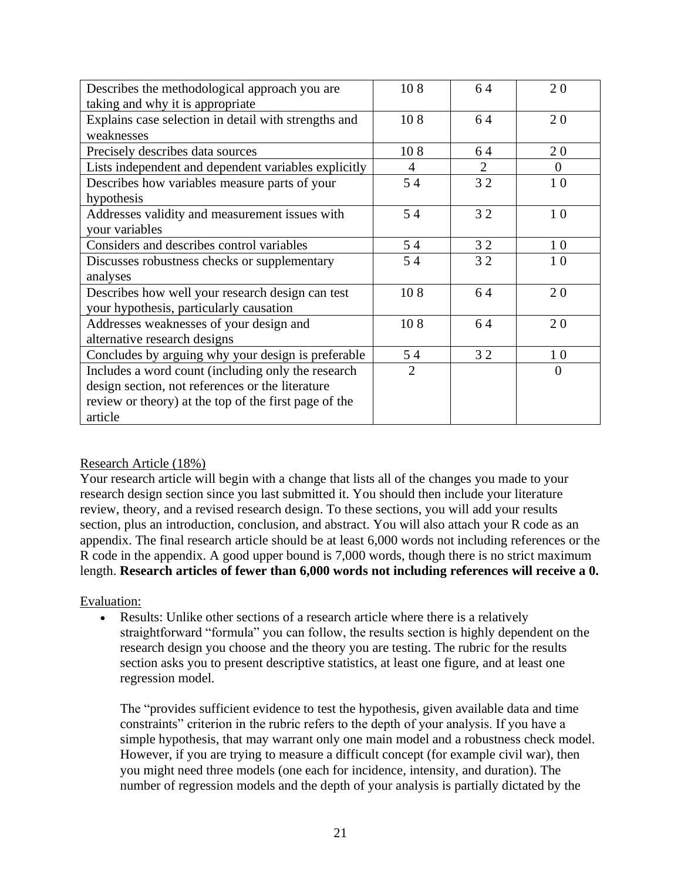| Describes the methodological approach you are taking and why it is appropriate | 10 8 | 6 4 | 2 0 |
|---|---|---|---|
| Explains case selection in detail with strengths and weaknesses | 10 8 | 6 4 | 2 0 |
| Precisely describes data sources | 10 8 | 6 4 | 2 0 |
| Lists independent and dependent variables explicitly | 4 | 2 | 0 |
| Describes how variables measure parts of your hypothesis | 5 4 | 3 2 | 1 0 |
| Addresses validity and measurement issues with your variables | 5 4 | 3 2 | 1 0 |
| Considers and describes control variables | 5 4 | 3 2 | 1 0 |
| Discusses robustness checks or supplementary analyses | 5 4 | 3 2 | 1 0 |
| Describes how well your research design can test your hypothesis, particularly causation | 10 8 | 6 4 | 2 0 |
| Addresses weaknesses of your design and alternative research designs | 10 8 | 6 4 | 2 0 |
| Concludes by arguing why your design is preferable | 5 4 | 3 2 | 1 0 |
| Includes a word count (including only the research design section, not references or the literature review or theory) at the top of the first page of the article | 2 | | 0 |

Research Article (18%)

Your research article will begin with a change that lists all of the changes you made to your research design section since you last submitted it. You should then include your literature review, theory, and a revised research design. To these sections, you will add your results section, plus an introduction, conclusion, and abstract. You will also attach your R code as an appendix. The final research article should be at least 6,000 words not including references or the R code in the appendix. A good upper bound is 7,000 words, though there is no strict maximum length. **Research articles of fewer than 6,000 words not including references will receive a 0.**

Evaluation:

- Results: Unlike other sections of a research article where there is a relatively straightforward "formula" you can follow, the results section is highly dependent on the research design you choose and the theory you are testing. The rubric for the results section asks you to present descriptive statistics, at least one figure, and at least one regression model.

  The "provides sufficient evidence to test the hypothesis, given available data and time constraints" criterion in the rubric refers to the depth of your analysis. If you have a simple hypothesis, that may warrant only one main model and a robustness check model. However, if you are trying to measure a difficult concept (for example civil war), then you might need three models (one each for incidence, intensity, and duration). The number of regression models and the depth of your analysis is partially dictated by the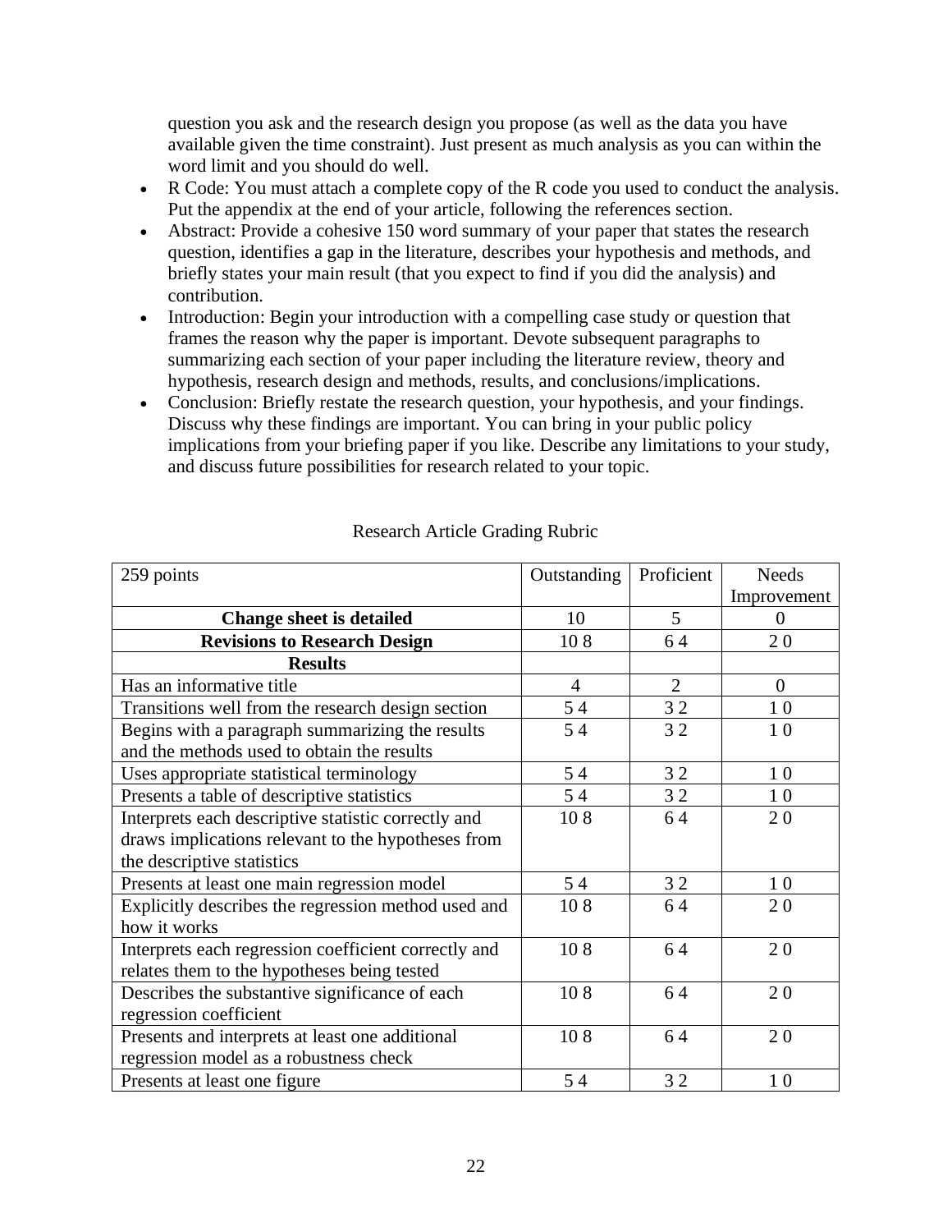question you ask and the research design you propose (as well as the data you have available given the time constraint). Just present as much analysis as you can within the word limit and you should do well.

- R Code: You must attach a complete copy of the R code you used to conduct the analysis. Put the appendix at the end of your article, following the references section.
- Abstract: Provide a cohesive 150 word summary of your paper that states the research question, identifies a gap in the literature, describes your hypothesis and methods, and briefly states your main result (that you expect to find if you did the analysis) and contribution.
- Introduction: Begin your introduction with a compelling case study or question that frames the reason why the paper is important. Devote subsequent paragraphs to summarizing each section of your paper including the literature review, theory and hypothesis, research design and methods, results, and conclusions/implications.
- Conclusion: Briefly restate the research question, your hypothesis, and your findings. Discuss why these findings are important. You can bring in your public policy implications from your briefing paper if you like. Describe any limitations to your study, and discuss future possibilities for research related to your topic.

Research Article Grading Rubric

| 259 points | Outstanding | Proficient | Needs Improvement |
|---|---|---|---|
| **Change sheet is detailed** | 10 | 5 | 0 |
| **Revisions to Research Design** | 10 8 | 6 4 | 2 0 |
| **Results** | | | |
| Has an informative title | 4 | 2 | 0 |
| Transitions well from the research design section | 5 4 | 3 2 | 1 0 |
| Begins with a paragraph summarizing the results and the methods used to obtain the results | 5 4 | 3 2 | 1 0 |
| Uses appropriate statistical terminology | 5 4 | 3 2 | 1 0 |
| Presents a table of descriptive statistics | 5 4 | 3 2 | 1 0 |
| Interprets each descriptive statistic correctly and draws implications relevant to the hypotheses from the descriptive statistics | 10 8 | 6 4 | 2 0 |
| Presents at least one main regression model | 5 4 | 3 2 | 1 0 |
| Explicitly describes the regression method used and how it works | 10 8 | 6 4 | 2 0 |
| Interprets each regression coefficient correctly and relates them to the hypotheses being tested | 10 8 | 6 4 | 2 0 |
| Describes the substantive significance of each regression coefficient | 10 8 | 6 4 | 2 0 |
| Presents and interprets at least one additional regression model as a robustness check | 10 8 | 6 4 | 2 0 |
| Presents at least one figure | 5 4 | 3 2 | 1 0 |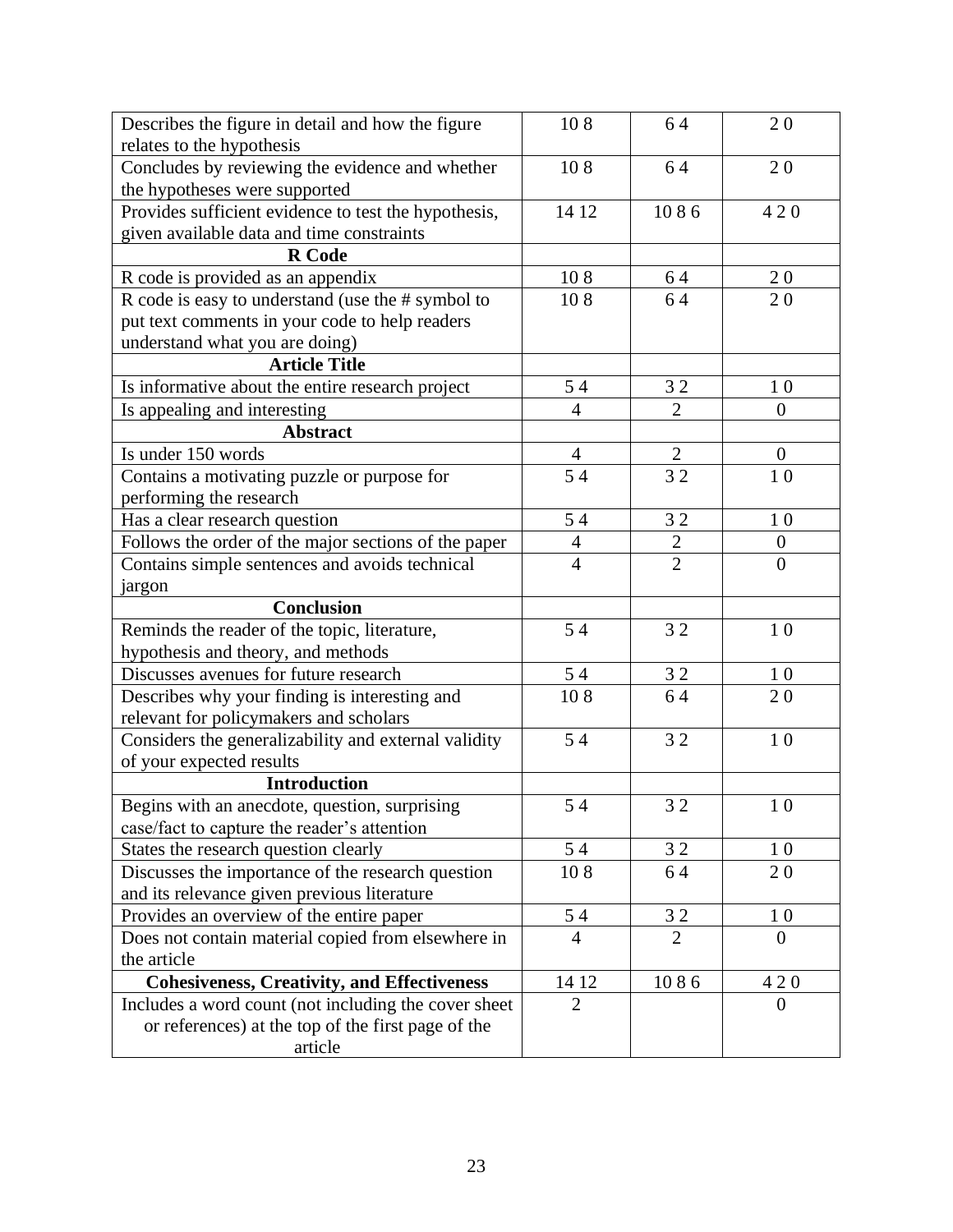| | | | |
|---|---|---|---|
| Describes the figure in detail and how the figure relates to the hypothesis | 10 8 | 6 4 | 2 0 |
| Concludes by reviewing the evidence and whether the hypotheses were supported | 10 8 | 6 4 | 2 0 |
| Provides sufficient evidence to test the hypothesis, given available data and time constraints | 14 12 | 10 8 6 | 4 2 0 |
| **R Code** | | | |
| R code is provided as an appendix | 10 8 | 6 4 | 2 0 |
| R code is easy to understand (use the # symbol to put text comments in your code to help readers understand what you are doing) | 10 8 | 6 4 | 2 0 |
| **Article Title** | | | |
| Is informative about the entire research project | 5 4 | 3 2 | 1 0 |
| Is appealing and interesting | 4 | 2 | 0 |
| **Abstract** | | | |
| Is under 150 words | 4 | 2 | 0 |
| Contains a motivating puzzle or purpose for performing the research | 5 4 | 3 2 | 1 0 |
| Has a clear research question | 5 4 | 3 2 | 1 0 |
| Follows the order of the major sections of the paper | 4 | 2 | 0 |
| Contains simple sentences and avoids technical jargon | 4 | 2 | 0 |
| **Conclusion** | | | |
| Reminds the reader of the topic, literature, hypothesis and theory, and methods | 5 4 | 3 2 | 1 0 |
| Discusses avenues for future research | 5 4 | 3 2 | 1 0 |
| Describes why your finding is interesting and relevant for policymakers and scholars | 10 8 | 6 4 | 2 0 |
| Considers the generalizability and external validity of your expected results | 5 4 | 3 2 | 1 0 |
| **Introduction** | | | |
| Begins with an anecdote, question, surprising case/fact to capture the reader's attention | 5 4 | 3 2 | 1 0 |
| States the research question clearly | 5 4 | 3 2 | 1 0 |
| Discusses the importance of the research question and its relevance given previous literature | 10 8 | 6 4 | 2 0 |
| Provides an overview of the entire paper | 5 4 | 3 2 | 1 0 |
| Does not contain material copied from elsewhere in the article | 4 | 2 | 0 |
| **Cohesiveness, Creativity, and Effectiveness** | 14 12 | 10 8 6 | 4 2 0 |
| Includes a word count (not including the cover sheet or references) at the top of the first page of the article | 2 | | 0 |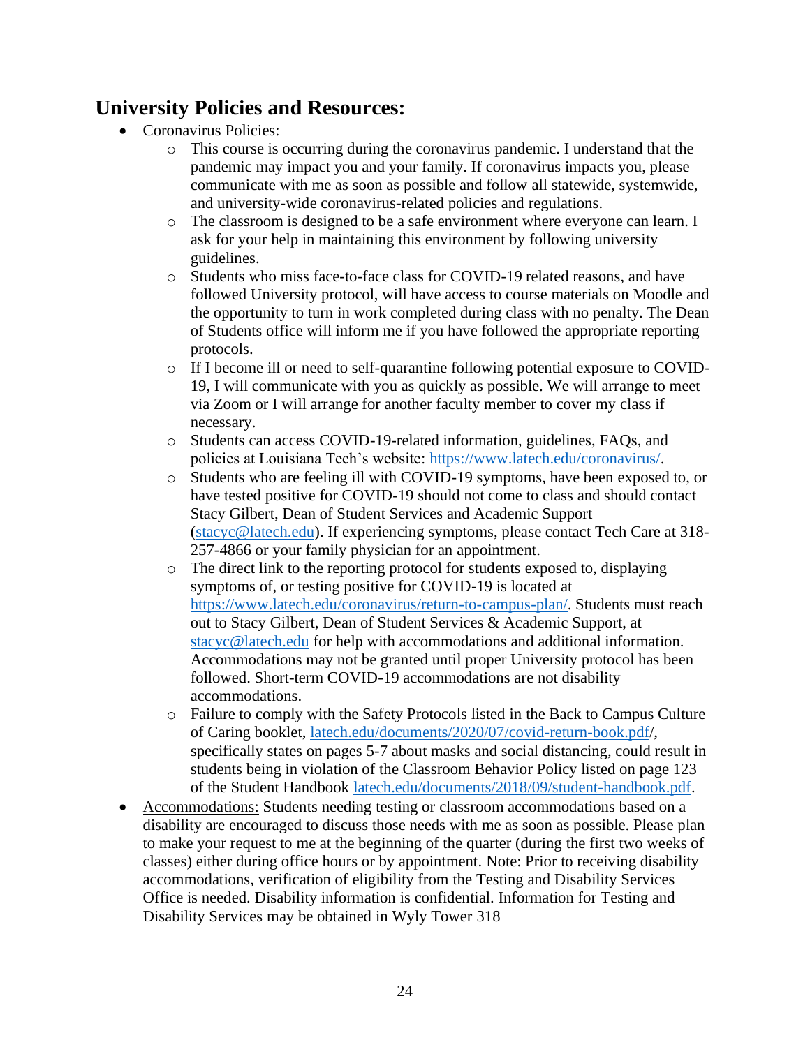## University Policies and Resources:

- Coronavirus Policies:
    - This course is occurring during the coronavirus pandemic. I understand that the pandemic may impact you and your family. If coronavirus impacts you, please communicate with me as soon as possible and follow all statewide, systemwide, and university-wide coronavirus-related policies and regulations.
    - The classroom is designed to be a safe environment where everyone can learn. I ask for your help in maintaining this environment by following university guidelines.
    - Students who miss face-to-face class for COVID-19 related reasons, and have followed University protocol, will have access to course materials on Moodle and the opportunity to turn in work completed during class with no penalty. The Dean of Students office will inform me if you have followed the appropriate reporting protocols.
    - If I become ill or need to self-quarantine following potential exposure to COVID-19, I will communicate with you as quickly as possible. We will arrange to meet via Zoom or I will arrange for another faculty member to cover my class if necessary.
    - Students can access COVID-19-related information, guidelines, FAQs, and policies at Louisiana Tech's website: https://www.latech.edu/coronavirus/.
    - Students who are feeling ill with COVID-19 symptoms, have been exposed to, or have tested positive for COVID-19 should not come to class and should contact Stacy Gilbert, Dean of Student Services and Academic Support (stacyc@latech.edu). If experiencing symptoms, please contact Tech Care at 318-257-4866 or your family physician for an appointment.
    - The direct link to the reporting protocol for students exposed to, displaying symptoms of, or testing positive for COVID-19 is located at https://www.latech.edu/coronavirus/return-to-campus-plan/. Students must reach out to Stacy Gilbert, Dean of Student Services & Academic Support, at stacyc@latech.edu for help with accommodations and additional information. Accommodations may not be granted until proper University protocol has been followed. Short-term COVID-19 accommodations are not disability accommodations.
    - Failure to comply with the Safety Protocols listed in the Back to Campus Culture of Caring booklet, latech.edu/documents/2020/07/covid-return-book.pdf/, specifically states on pages 5-7 about masks and social distancing, could result in students being in violation of the Classroom Behavior Policy listed on page 123 of the Student Handbook latech.edu/documents/2018/09/student-handbook.pdf.
- Accommodations: Students needing testing or classroom accommodations based on a disability are encouraged to discuss those needs with me as soon as possible. Please plan to make your request to me at the beginning of the quarter (during the first two weeks of classes) either during office hours or by appointment. Note: Prior to receiving disability accommodations, verification of eligibility from the Testing and Disability Services Office is needed. Disability information is confidential. Information for Testing and Disability Services may be obtained in Wyly Tower 318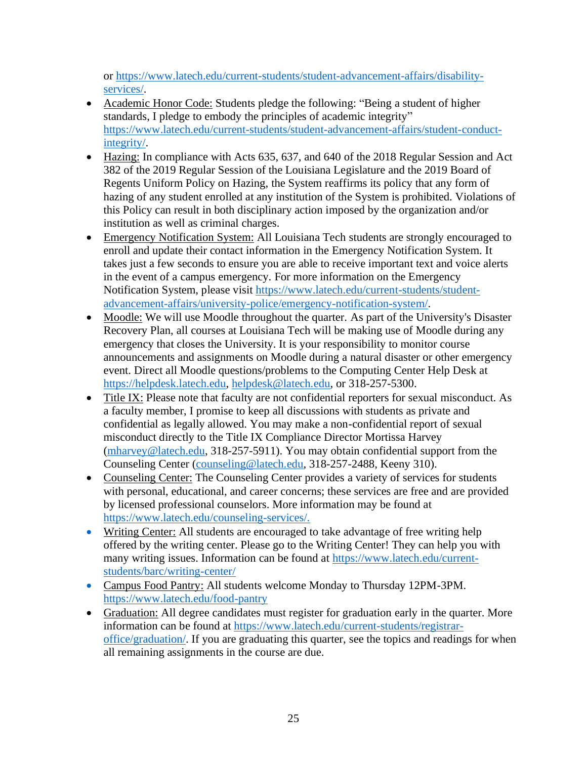or https://www.latech.edu/current-students/student-advancement-affairs/disability-services/.

- Academic Honor Code: Students pledge the following: "Being a student of higher standards, I pledge to embody the principles of academic integrity" https://www.latech.edu/current-students/student-advancement-affairs/student-conduct-integrity/.
- Hazing: In compliance with Acts 635, 637, and 640 of the 2018 Regular Session and Act 382 of the 2019 Regular Session of the Louisiana Legislature and the 2019 Board of Regents Uniform Policy on Hazing, the System reaffirms its policy that any form of hazing of any student enrolled at any institution of the System is prohibited. Violations of this Policy can result in both disciplinary action imposed by the organization and/or institution as well as criminal charges.
- Emergency Notification System: All Louisiana Tech students are strongly encouraged to enroll and update their contact information in the Emergency Notification System. It takes just a few seconds to ensure you are able to receive important text and voice alerts in the event of a campus emergency. For more information on the Emergency Notification System, please visit https://www.latech.edu/current-students/student-advancement-affairs/university-police/emergency-notification-system/.
- Moodle: We will use Moodle throughout the quarter. As part of the University's Disaster Recovery Plan, all courses at Louisiana Tech will be making use of Moodle during any emergency that closes the University. It is your responsibility to monitor course announcements and assignments on Moodle during a natural disaster or other emergency event. Direct all Moodle questions/problems to the Computing Center Help Desk at https://helpdesk.latech.edu, helpdesk@latech.edu, or 318-257-5300.
- Title IX: Please note that faculty are not confidential reporters for sexual misconduct. As a faculty member, I promise to keep all discussions with students as private and confidential as legally allowed. You may make a non-confidential report of sexual misconduct directly to the Title IX Compliance Director Mortissa Harvey (mharvey@latech.edu, 318-257-5911). You may obtain confidential support from the Counseling Center (counseling@latech.edu, 318-257-2488, Keeny 310).
- Counseling Center: The Counseling Center provides a variety of services for students with personal, educational, and career concerns; these services are free and are provided by licensed professional counselors. More information may be found at https://www.latech.edu/counseling-services/.
- Writing Center: All students are encouraged to take advantage of free writing help offered by the writing center. Please go to the Writing Center! They can help you with many writing issues. Information can be found at https://www.latech.edu/current-students/barc/writing-center/
- Campus Food Pantry: All students welcome Monday to Thursday 12PM-3PM. https://www.latech.edu/food-pantry
- Graduation: All degree candidates must register for graduation early in the quarter. More information can be found at https://www.latech.edu/current-students/registrar-office/graduation/. If you are graduating this quarter, see the topics and readings for when all remaining assignments in the course are due.